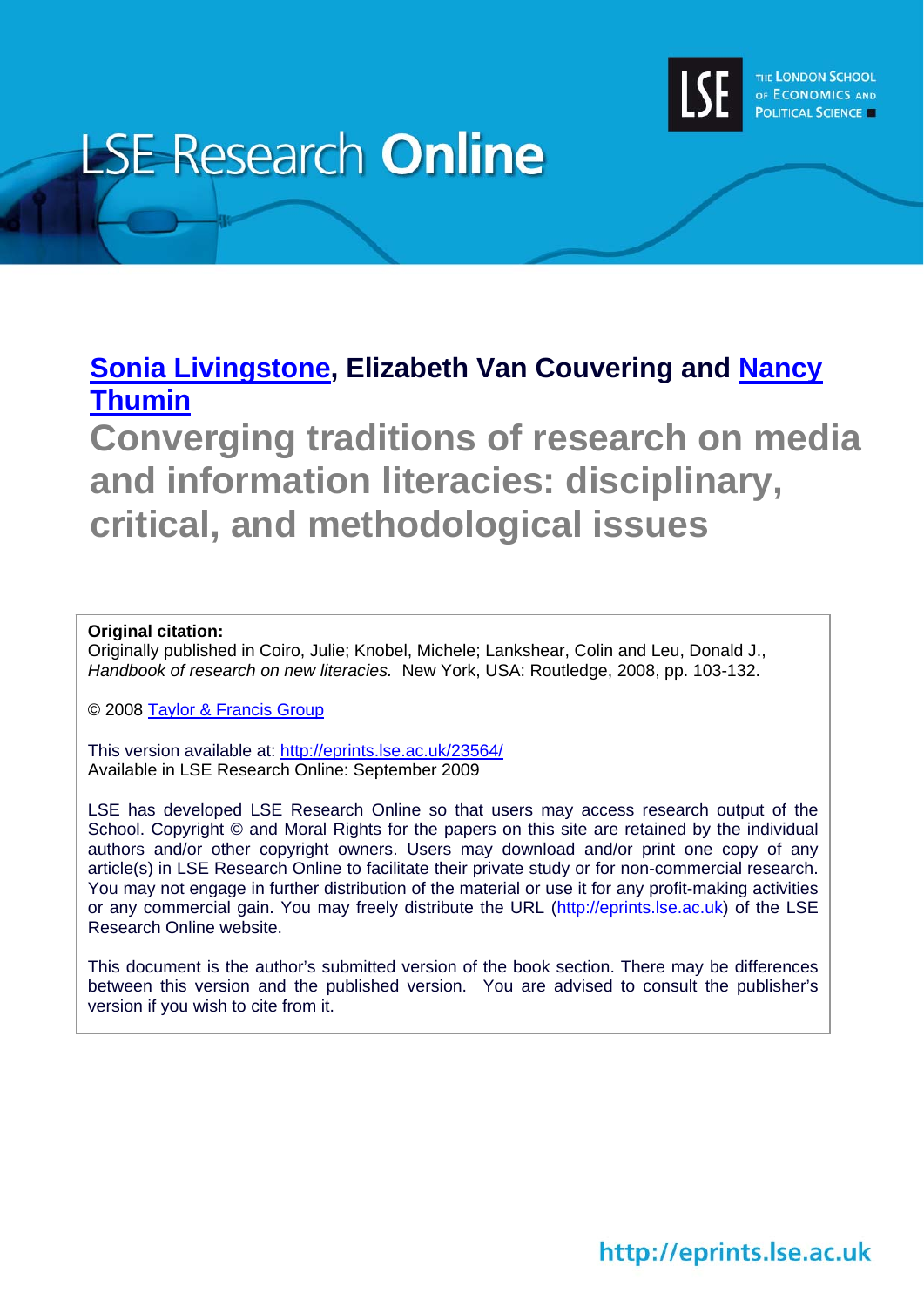[Sonia Livingstone](), Elizabeth Van Couvering and [Nancy Thumin]()

# Converging traditions of research on media and information literacies: disciplinary, critical, and methodological issues

**Original citation:**
Originally published in Coiro, Julie; Knobel, Michele; Lankshear, Colin and Leu, Donald J., *Handbook of research on new literacies.* New York, USA: Routledge, 2008, pp. 103-132.

© 2008 [Taylor & Francis Group]()

This version available at: [http://eprints.lse.ac.uk/23564/](http://eprints.lse.ac.uk/23564/)
Available in LSE Research Online: September 2009

LSE has developed LSE Research Online so that users may access research output of the School. Copyright © and Moral Rights for the papers on this site are retained by the individual authors and/or other copyright owners. Users may download and/or print one copy of any article(s) in LSE Research Online to facilitate their private study or for non-commercial research. You may not engage in further distribution of the material or use it for any profit-making activities or any commercial gain. You may freely distribute the URL (http://eprints.lse.ac.uk) of the LSE Research Online website.

This document is the author's submitted version of the book section. There may be differences between this version and the published version. You are advised to consult the publisher's version if you wish to cite from it.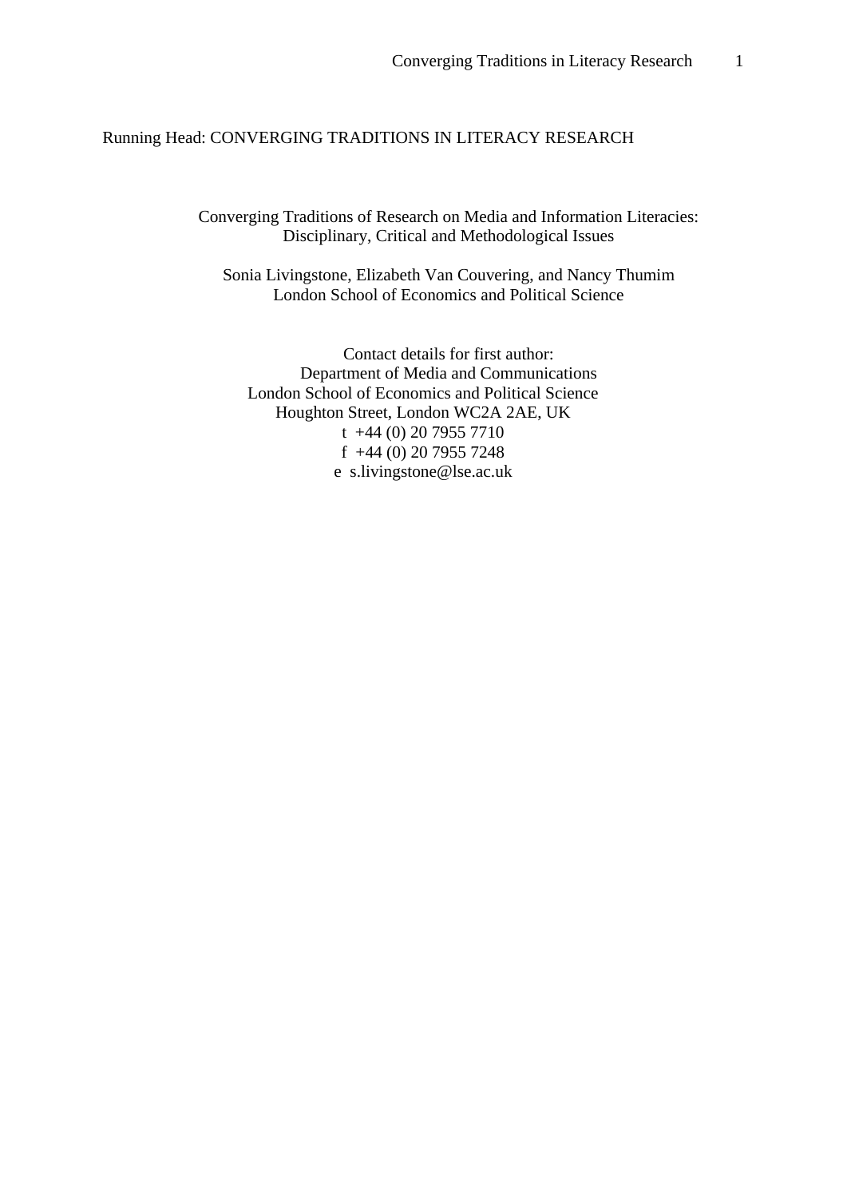Running Head: CONVERGING TRADITIONS IN LITERACY RESEARCH

# Converging Traditions of Research on Media and Information Literacies: Disciplinary, Critical and Methodological Issues

Sonia Livingstone, Elizabeth Van Couvering, and Nancy Thumim
London School of Economics and Political Science

Contact details for first author:
Department of Media and Communications
London School of Economics and Political Science
Houghton Street, London WC2A 2AE, UK
t +44 (0) 20 7955 7710
f +44 (0) 20 7955 7248
e s.livingstone@lse.ac.uk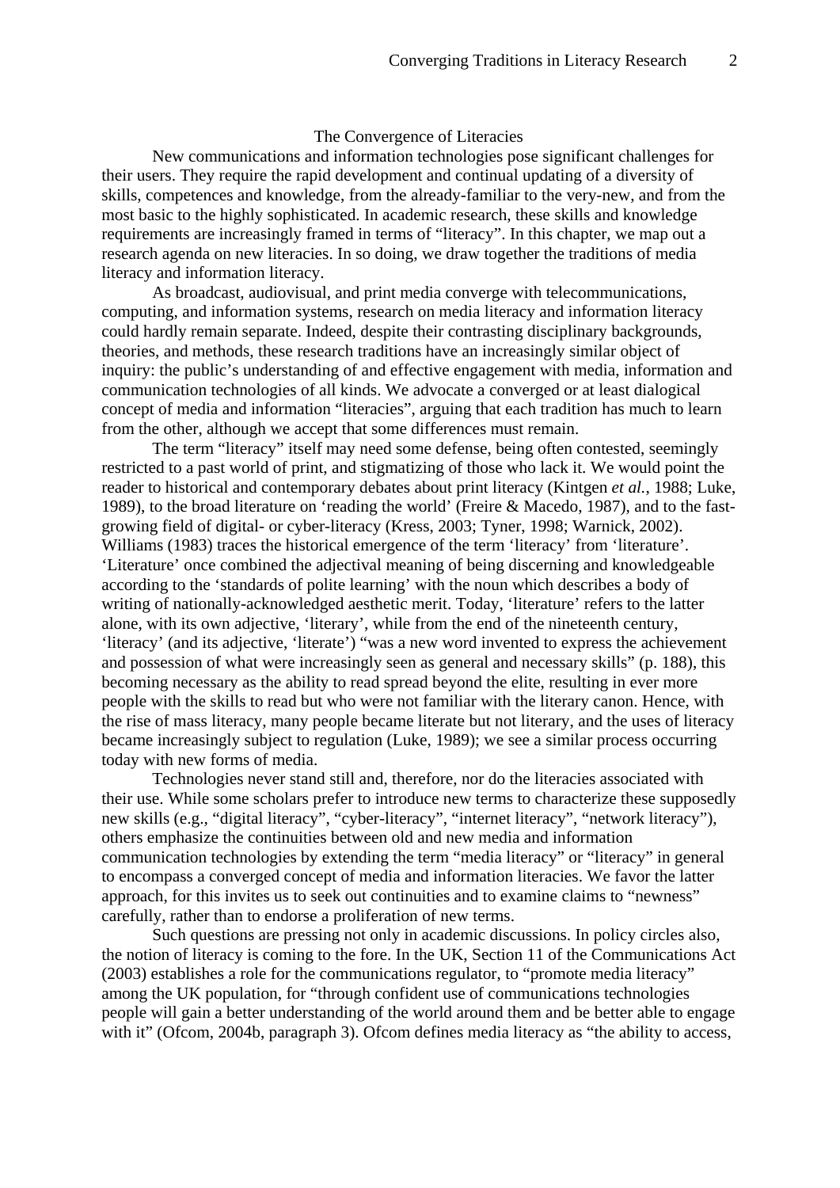## The Convergence of Literacies

New communications and information technologies pose significant challenges for their users. They require the rapid development and continual updating of a diversity of skills, competences and knowledge, from the already-familiar to the very-new, and from the most basic to the highly sophisticated. In academic research, these skills and knowledge requirements are increasingly framed in terms of "literacy". In this chapter, we map out a research agenda on new literacies. In so doing, we draw together the traditions of media literacy and information literacy.

As broadcast, audiovisual, and print media converge with telecommunications, computing, and information systems, research on media literacy and information literacy could hardly remain separate. Indeed, despite their contrasting disciplinary backgrounds, theories, and methods, these research traditions have an increasingly similar object of inquiry: the public's understanding of and effective engagement with media, information and communication technologies of all kinds. We advocate a converged or at least dialogical concept of media and information "literacies", arguing that each tradition has much to learn from the other, although we accept that some differences must remain.

The term "literacy" itself may need some defense, being often contested, seemingly restricted to a past world of print, and stigmatizing of those who lack it. We would point the reader to historical and contemporary debates about print literacy (Kintgen *et al.*, 1988; Luke, 1989), to the broad literature on 'reading the world' (Freire & Macedo, 1987), and to the fast-growing field of digital- or cyber-literacy (Kress, 2003; Tyner, 1998; Warnick, 2002). Williams (1983) traces the historical emergence of the term 'literacy' from 'literature'. 'Literature' once combined the adjectival meaning of being discerning and knowledgeable according to the 'standards of polite learning' with the noun which describes a body of writing of nationally-acknowledged aesthetic merit. Today, 'literature' refers to the latter alone, with its own adjective, 'literary', while from the end of the nineteenth century, 'literacy' (and its adjective, 'literate') "was a new word invented to express the achievement and possession of what were increasingly seen as general and necessary skills" (p. 188), this becoming necessary as the ability to read spread beyond the elite, resulting in ever more people with the skills to read but who were not familiar with the literary canon. Hence, with the rise of mass literacy, many people became literate but not literary, and the uses of literacy became increasingly subject to regulation (Luke, 1989); we see a similar process occurring today with new forms of media.

Technologies never stand still and, therefore, nor do the literacies associated with their use. While some scholars prefer to introduce new terms to characterize these supposedly new skills (e.g., "digital literacy", "cyber-literacy", "internet literacy", "network literacy"), others emphasize the continuities between old and new media and information communication technologies by extending the term "media literacy" or "literacy" in general to encompass a converged concept of media and information literacies. We favor the latter approach, for this invites us to seek out continuities and to examine claims to "newness" carefully, rather than to endorse a proliferation of new terms.

Such questions are pressing not only in academic discussions. In policy circles also, the notion of literacy is coming to the fore. In the UK, Section 11 of the Communications Act (2003) establishes a role for the communications regulator, to "promote media literacy" among the UK population, for "through confident use of communications technologies people will gain a better understanding of the world around them and be better able to engage with it" (Ofcom, 2004b, paragraph 3). Ofcom defines media literacy as "the ability to access,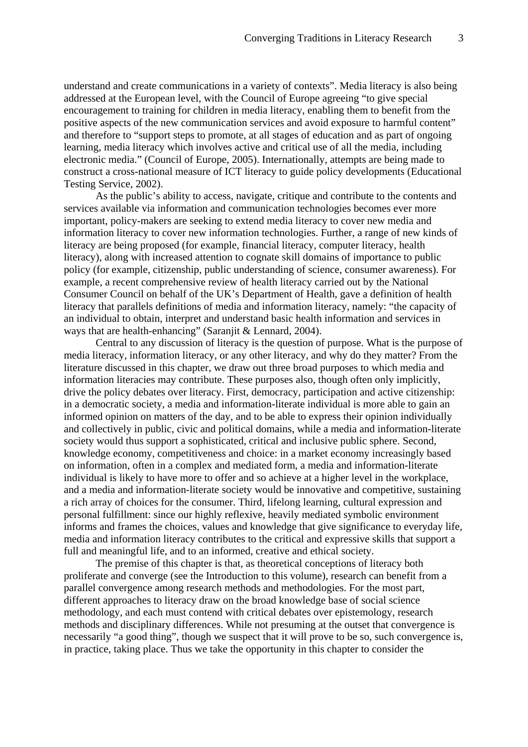understand and create communications in a variety of contexts". Media literacy is also being addressed at the European level, with the Council of Europe agreeing "to give special encouragement to training for children in media literacy, enabling them to benefit from the positive aspects of the new communication services and avoid exposure to harmful content" and therefore to "support steps to promote, at all stages of education and as part of ongoing learning, media literacy which involves active and critical use of all the media, including electronic media." (Council of Europe, 2005). Internationally, attempts are being made to construct a cross-national measure of ICT literacy to guide policy developments (Educational Testing Service, 2002).

As the public's ability to access, navigate, critique and contribute to the contents and services available via information and communication technologies becomes ever more important, policy-makers are seeking to extend media literacy to cover new media and information literacy to cover new information technologies. Further, a range of new kinds of literacy are being proposed (for example, financial literacy, computer literacy, health literacy), along with increased attention to cognate skill domains of importance to public policy (for example, citizenship, public understanding of science, consumer awareness). For example, a recent comprehensive review of health literacy carried out by the National Consumer Council on behalf of the UK's Department of Health, gave a definition of health literacy that parallels definitions of media and information literacy, namely: "the capacity of an individual to obtain, interpret and understand basic health information and services in ways that are health-enhancing" (Saranjit & Lennard, 2004).

Central to any discussion of literacy is the question of purpose. What is the purpose of media literacy, information literacy, or any other literacy, and why do they matter? From the literature discussed in this chapter, we draw out three broad purposes to which media and information literacies may contribute. These purposes also, though often only implicitly, drive the policy debates over literacy. First, democracy, participation and active citizenship: in a democratic society, a media and information-literate individual is more able to gain an informed opinion on matters of the day, and to be able to express their opinion individually and collectively in public, civic and political domains, while a media and information-literate society would thus support a sophisticated, critical and inclusive public sphere. Second, knowledge economy, competitiveness and choice: in a market economy increasingly based on information, often in a complex and mediated form, a media and information-literate individual is likely to have more to offer and so achieve at a higher level in the workplace, and a media and information-literate society would be innovative and competitive, sustaining a rich array of choices for the consumer. Third, lifelong learning, cultural expression and personal fulfillment: since our highly reflexive, heavily mediated symbolic environment informs and frames the choices, values and knowledge that give significance to everyday life, media and information literacy contributes to the critical and expressive skills that support a full and meaningful life, and to an informed, creative and ethical society.

The premise of this chapter is that, as theoretical conceptions of literacy both proliferate and converge (see the Introduction to this volume), research can benefit from a parallel convergence among research methods and methodologies. For the most part, different approaches to literacy draw on the broad knowledge base of social science methodology, and each must contend with critical debates over epistemology, research methods and disciplinary differences. While not presuming at the outset that convergence is necessarily "a good thing", though we suspect that it will prove to be so, such convergence is, in practice, taking place. Thus we take the opportunity in this chapter to consider the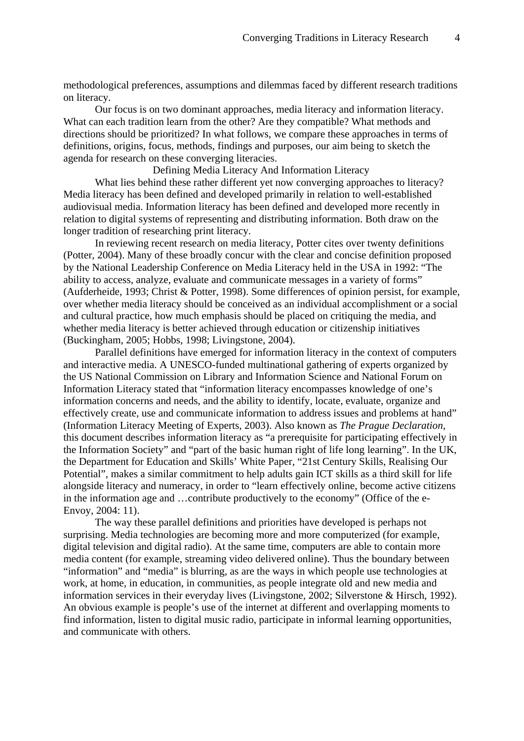methodological preferences, assumptions and dilemmas faced by different research traditions on literacy.

Our focus is on two dominant approaches, media literacy and information literacy. What can each tradition learn from the other? Are they compatible? What methods and directions should be prioritized? In what follows, we compare these approaches in terms of definitions, origins, focus, methods, findings and purposes, our aim being to sketch the agenda for research on these converging literacies.

## Defining Media Literacy And Information Literacy

What lies behind these rather different yet now converging approaches to literacy? Media literacy has been defined and developed primarily in relation to well-established audiovisual media. Information literacy has been defined and developed more recently in relation to digital systems of representing and distributing information. Both draw on the longer tradition of researching print literacy.

In reviewing recent research on media literacy, Potter cites over twenty definitions (Potter, 2004). Many of these broadly concur with the clear and concise definition proposed by the National Leadership Conference on Media Literacy held in the USA in 1992: "The ability to access, analyze, evaluate and communicate messages in a variety of forms" (Aufderheide, 1993; Christ & Potter, 1998). Some differences of opinion persist, for example, over whether media literacy should be conceived as an individual accomplishment or a social and cultural practice, how much emphasis should be placed on critiquing the media, and whether media literacy is better achieved through education or citizenship initiatives (Buckingham, 2005; Hobbs, 1998; Livingstone, 2004).

Parallel definitions have emerged for information literacy in the context of computers and interactive media. A UNESCO-funded multinational gathering of experts organized by the US National Commission on Library and Information Science and National Forum on Information Literacy stated that "information literacy encompasses knowledge of one's information concerns and needs, and the ability to identify, locate, evaluate, organize and effectively create, use and communicate information to address issues and problems at hand" (Information Literacy Meeting of Experts, 2003). Also known as *The Prague Declaration*, this document describes information literacy as "a prerequisite for participating effectively in the Information Society" and "part of the basic human right of life long learning". In the UK, the Department for Education and Skills' White Paper, "21st Century Skills, Realising Our Potential", makes a similar commitment to help adults gain ICT skills as a third skill for life alongside literacy and numeracy, in order to "learn effectively online, become active citizens in the information age and …contribute productively to the economy" (Office of the e-Envoy, 2004: 11).

The way these parallel definitions and priorities have developed is perhaps not surprising. Media technologies are becoming more and more computerized (for example, digital television and digital radio). At the same time, computers are able to contain more media content (for example, streaming video delivered online). Thus the boundary between "information" and "media" is blurring, as are the ways in which people use technologies at work, at home, in education, in communities, as people integrate old and new media and information services in their everyday lives (Livingstone, 2002; Silverstone & Hirsch, 1992). An obvious example is people's use of the internet at different and overlapping moments to find information, listen to digital music radio, participate in informal learning opportunities, and communicate with others.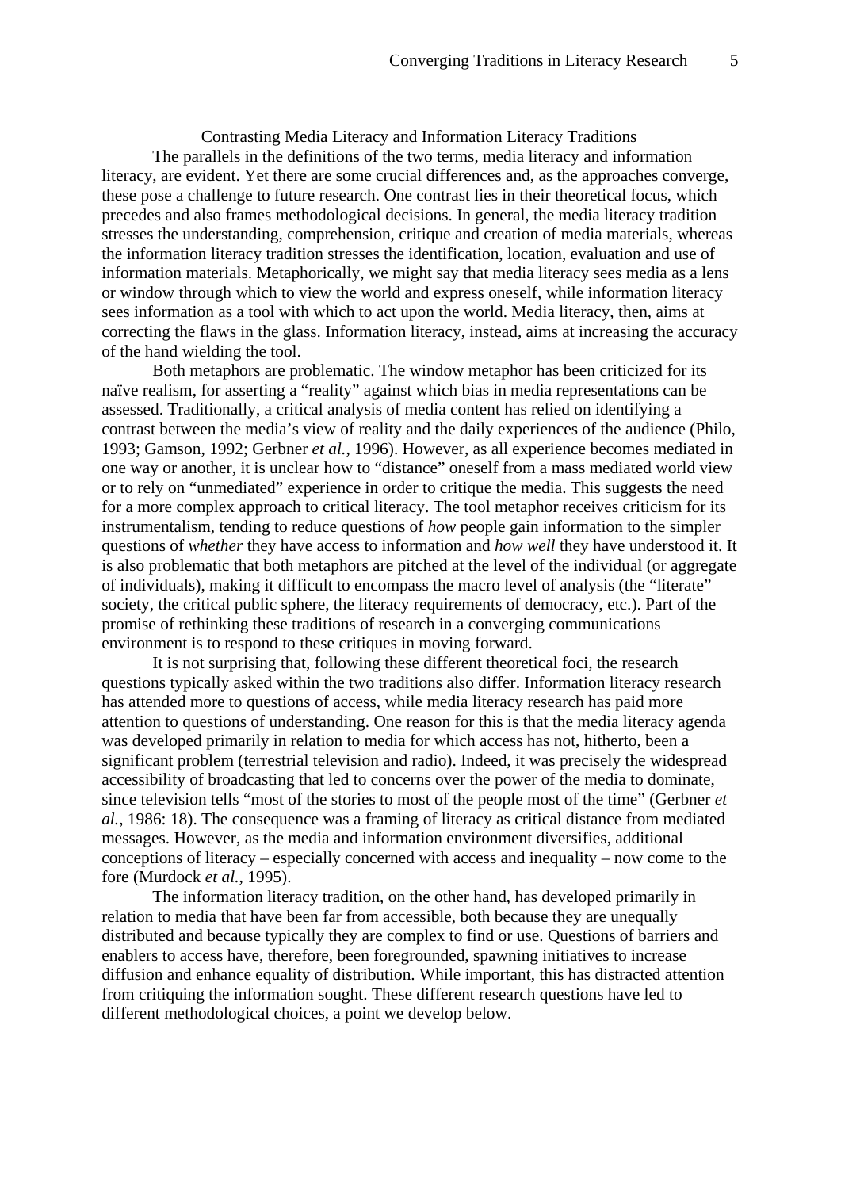## Contrasting Media Literacy and Information Literacy Traditions

The parallels in the definitions of the two terms, media literacy and information literacy, are evident. Yet there are some crucial differences and, as the approaches converge, these pose a challenge to future research. One contrast lies in their theoretical focus, which precedes and also frames methodological decisions. In general, the media literacy tradition stresses the understanding, comprehension, critique and creation of media materials, whereas the information literacy tradition stresses the identification, location, evaluation and use of information materials. Metaphorically, we might say that media literacy sees media as a lens or window through which to view the world and express oneself, while information literacy sees information as a tool with which to act upon the world. Media literacy, then, aims at correcting the flaws in the glass. Information literacy, instead, aims at increasing the accuracy of the hand wielding the tool.

Both metaphors are problematic. The window metaphor has been criticized for its naïve realism, for asserting a "reality" against which bias in media representations can be assessed. Traditionally, a critical analysis of media content has relied on identifying a contrast between the media's view of reality and the daily experiences of the audience (Philo, 1993; Gamson, 1992; Gerbner *et al.*, 1996). However, as all experience becomes mediated in one way or another, it is unclear how to "distance" oneself from a mass mediated world view or to rely on "unmediated" experience in order to critique the media. This suggests the need for a more complex approach to critical literacy. The tool metaphor receives criticism for its instrumentalism, tending to reduce questions of *how* people gain information to the simpler questions of *whether* they have access to information and *how well* they have understood it. It is also problematic that both metaphors are pitched at the level of the individual (or aggregate of individuals), making it difficult to encompass the macro level of analysis (the "literate" society, the critical public sphere, the literacy requirements of democracy, etc.). Part of the promise of rethinking these traditions of research in a converging communications environment is to respond to these critiques in moving forward.

It is not surprising that, following these different theoretical foci, the research questions typically asked within the two traditions also differ. Information literacy research has attended more to questions of access, while media literacy research has paid more attention to questions of understanding. One reason for this is that the media literacy agenda was developed primarily in relation to media for which access has not, hitherto, been a significant problem (terrestrial television and radio). Indeed, it was precisely the widespread accessibility of broadcasting that led to concerns over the power of the media to dominate, since television tells "most of the stories to most of the people most of the time" (Gerbner *et al.*, 1986: 18). The consequence was a framing of literacy as critical distance from mediated messages. However, as the media and information environment diversifies, additional conceptions of literacy – especially concerned with access and inequality – now come to the fore (Murdock *et al.*, 1995).

The information literacy tradition, on the other hand, has developed primarily in relation to media that have been far from accessible, both because they are unequally distributed and because typically they are complex to find or use. Questions of barriers and enablers to access have, therefore, been foregrounded, spawning initiatives to increase diffusion and enhance equality of distribution. While important, this has distracted attention from critiquing the information sought. These different research questions have led to different methodological choices, a point we develop below.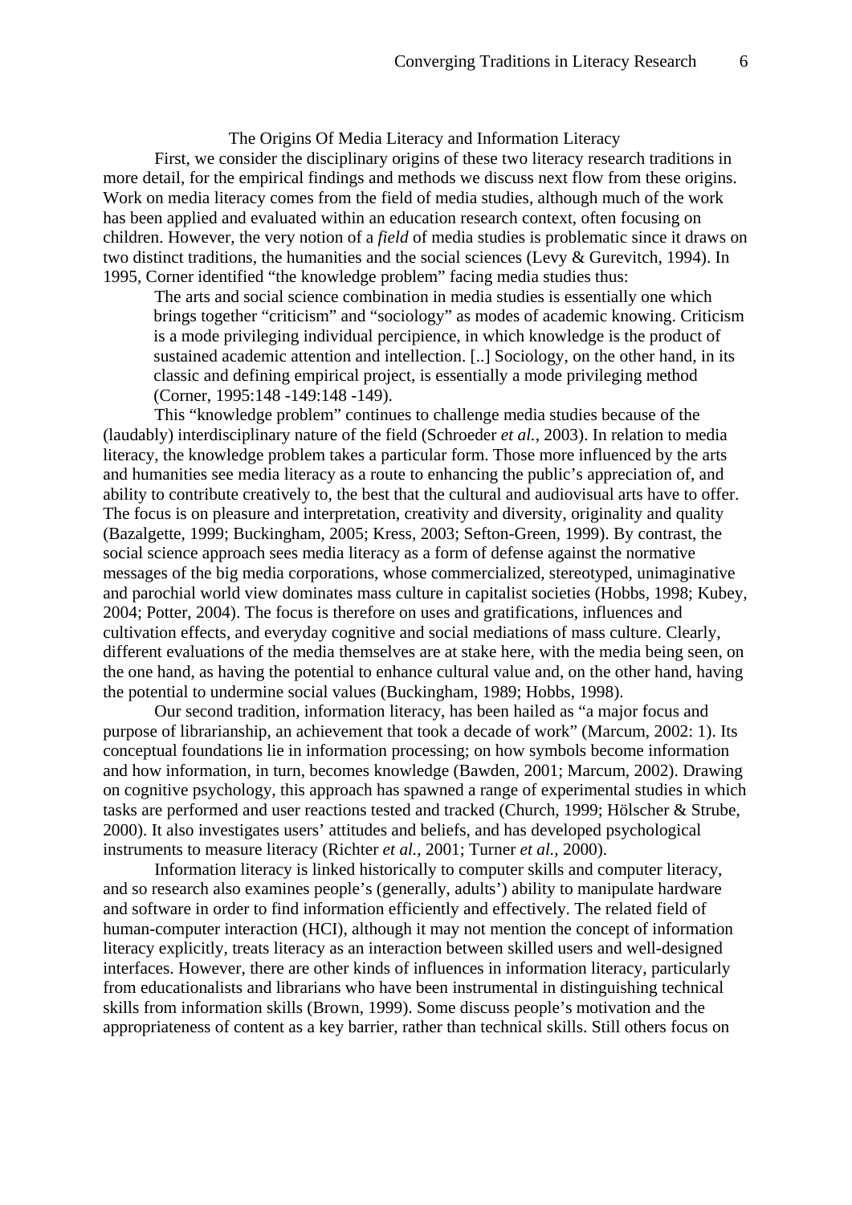## The Origins Of Media Literacy and Information Literacy

First, we consider the disciplinary origins of these two literacy research traditions in more detail, for the empirical findings and methods we discuss next flow from these origins. Work on media literacy comes from the field of media studies, although much of the work has been applied and evaluated within an education research context, often focusing on children. However, the very notion of a *field* of media studies is problematic since it draws on two distinct traditions, the humanities and the social sciences (Levy & Gurevitch, 1994). In 1995, Corner identified "the knowledge problem" facing media studies thus:

> The arts and social science combination in media studies is essentially one which brings together "criticism" and "sociology" as modes of academic knowing. Criticism is a mode privileging individual percipience, in which knowledge is the product of sustained academic attention and intellection. [..] Sociology, on the other hand, in its classic and defining empirical project, is essentially a mode privileging method (Corner, 1995:148 -149:148 -149).

This "knowledge problem" continues to challenge media studies because of the (laudably) interdisciplinary nature of the field (Schroeder *et al.*, 2003). In relation to media literacy, the knowledge problem takes a particular form. Those more influenced by the arts and humanities see media literacy as a route to enhancing the public's appreciation of, and ability to contribute creatively to, the best that the cultural and audiovisual arts have to offer. The focus is on pleasure and interpretation, creativity and diversity, originality and quality (Bazalgette, 1999; Buckingham, 2005; Kress, 2003; Sefton-Green, 1999). By contrast, the social science approach sees media literacy as a form of defense against the normative messages of the big media corporations, whose commercialized, stereotyped, unimaginative and parochial world view dominates mass culture in capitalist societies (Hobbs, 1998; Kubey, 2004; Potter, 2004). The focus is therefore on uses and gratifications, influences and cultivation effects, and everyday cognitive and social mediations of mass culture. Clearly, different evaluations of the media themselves are at stake here, with the media being seen, on the one hand, as having the potential to enhance cultural value and, on the other hand, having the potential to undermine social values (Buckingham, 1989; Hobbs, 1998).

Our second tradition, information literacy, has been hailed as "a major focus and purpose of librarianship, an achievement that took a decade of work" (Marcum, 2002: 1). Its conceptual foundations lie in information processing; on how symbols become information and how information, in turn, becomes knowledge (Bawden, 2001; Marcum, 2002). Drawing on cognitive psychology, this approach has spawned a range of experimental studies in which tasks are performed and user reactions tested and tracked (Church, 1999; Hölscher & Strube, 2000). It also investigates users' attitudes and beliefs, and has developed psychological instruments to measure literacy (Richter *et al.*, 2001; Turner *et al.*, 2000).

Information literacy is linked historically to computer skills and computer literacy, and so research also examines people's (generally, adults') ability to manipulate hardware and software in order to find information efficiently and effectively. The related field of human-computer interaction (HCI), although it may not mention the concept of information literacy explicitly, treats literacy as an interaction between skilled users and well-designed interfaces. However, there are other kinds of influences in information literacy, particularly from educationalists and librarians who have been instrumental in distinguishing technical skills from information skills (Brown, 1999). Some discuss people's motivation and the appropriateness of content as a key barrier, rather than technical skills. Still others focus on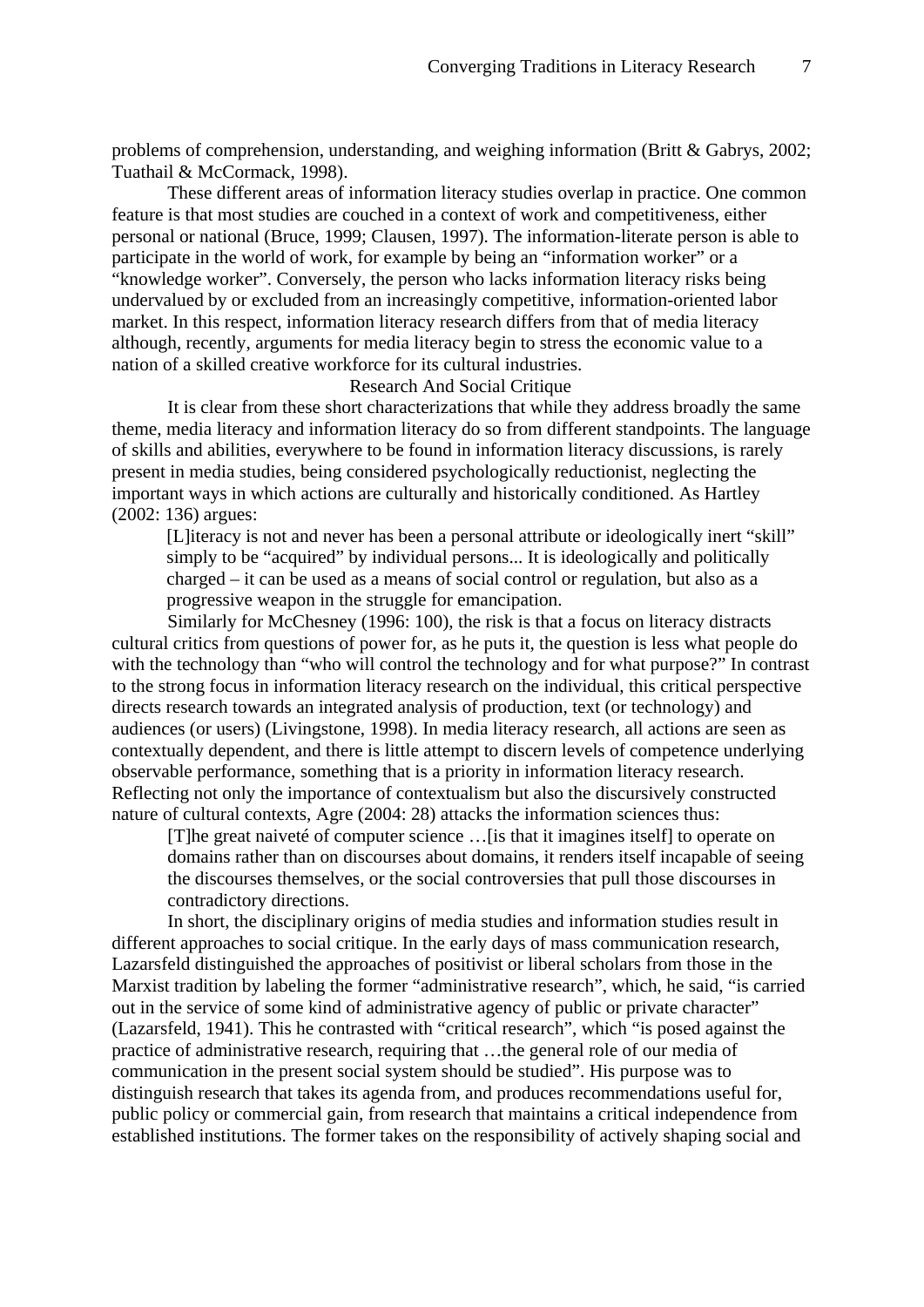problems of comprehension, understanding, and weighing information (Britt & Gabrys, 2002; Tuathail & McCormack, 1998).

These different areas of information literacy studies overlap in practice. One common feature is that most studies are couched in a context of work and competitiveness, either personal or national (Bruce, 1999; Clausen, 1997). The information-literate person is able to participate in the world of work, for example by being an "information worker" or a "knowledge worker". Conversely, the person who lacks information literacy risks being undervalued by or excluded from an increasingly competitive, information-oriented labor market. In this respect, information literacy research differs from that of media literacy although, recently, arguments for media literacy begin to stress the economic value to a nation of a skilled creative workforce for its cultural industries.

## Research And Social Critique

It is clear from these short characterizations that while they address broadly the same theme, media literacy and information literacy do so from different standpoints. The language of skills and abilities, everywhere to be found in information literacy discussions, is rarely present in media studies, being considered psychologically reductionist, neglecting the important ways in which actions are culturally and historically conditioned. As Hartley (2002: 136) argues:

> [L]iteracy is not and never has been a personal attribute or ideologically inert "skill" simply to be "acquired" by individual persons... It is ideologically and politically charged – it can be used as a means of social control or regulation, but also as a progressive weapon in the struggle for emancipation.

Similarly for McChesney (1996: 100), the risk is that a focus on literacy distracts cultural critics from questions of power for, as he puts it, the question is less what people do with the technology than "who will control the technology and for what purpose?" In contrast to the strong focus in information literacy research on the individual, this critical perspective directs research towards an integrated analysis of production, text (or technology) and audiences (or users) (Livingstone, 1998). In media literacy research, all actions are seen as contextually dependent, and there is little attempt to discern levels of competence underlying observable performance, something that is a priority in information literacy research. Reflecting not only the importance of contextualism but also the discursively constructed nature of cultural contexts, Agre (2004: 28) attacks the information sciences thus:

> [T]he great naiveté of computer science …[is that it imagines itself] to operate on domains rather than on discourses about domains, it renders itself incapable of seeing the discourses themselves, or the social controversies that pull those discourses in contradictory directions.

In short, the disciplinary origins of media studies and information studies result in different approaches to social critique. In the early days of mass communication research, Lazarsfeld distinguished the approaches of positivist or liberal scholars from those in the Marxist tradition by labeling the former "administrative research", which, he said, "is carried out in the service of some kind of administrative agency of public or private character" (Lazarsfeld, 1941). This he contrasted with "critical research", which "is posed against the practice of administrative research, requiring that …the general role of our media of communication in the present social system should be studied". His purpose was to distinguish research that takes its agenda from, and produces recommendations useful for, public policy or commercial gain, from research that maintains a critical independence from established institutions. The former takes on the responsibility of actively shaping social and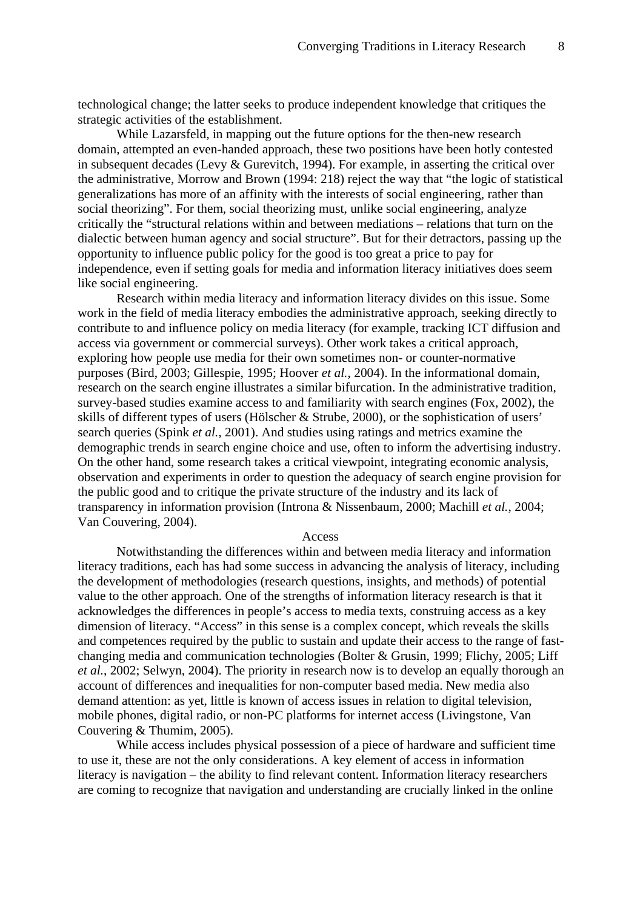technological change; the latter seeks to produce independent knowledge that critiques the strategic activities of the establishment.

While Lazarsfeld, in mapping out the future options for the then-new research domain, attempted an even-handed approach, these two positions have been hotly contested in subsequent decades (Levy & Gurevitch, 1994). For example, in asserting the critical over the administrative, Morrow and Brown (1994: 218) reject the way that "the logic of statistical generalizations has more of an affinity with the interests of social engineering, rather than social theorizing". For them, social theorizing must, unlike social engineering, analyze critically the "structural relations within and between mediations – relations that turn on the dialectic between human agency and social structure". But for their detractors, passing up the opportunity to influence public policy for the good is too great a price to pay for independence, even if setting goals for media and information literacy initiatives does seem like social engineering.

Research within media literacy and information literacy divides on this issue. Some work in the field of media literacy embodies the administrative approach, seeking directly to contribute to and influence policy on media literacy (for example, tracking ICT diffusion and access via government or commercial surveys). Other work takes a critical approach, exploring how people use media for their own sometimes non- or counter-normative purposes (Bird, 2003; Gillespie, 1995; Hoover *et al.*, 2004). In the informational domain, research on the search engine illustrates a similar bifurcation. In the administrative tradition, survey-based studies examine access to and familiarity with search engines (Fox, 2002), the skills of different types of users (Hölscher & Strube, 2000), or the sophistication of users' search queries (Spink *et al.*, 2001). And studies using ratings and metrics examine the demographic trends in search engine choice and use, often to inform the advertising industry. On the other hand, some research takes a critical viewpoint, integrating economic analysis, observation and experiments in order to question the adequacy of search engine provision for the public good and to critique the private structure of the industry and its lack of transparency in information provision (Introna & Nissenbaum, 2000; Machill *et al.*, 2004; Van Couvering, 2004).

## Access

Notwithstanding the differences within and between media literacy and information literacy traditions, each has had some success in advancing the analysis of literacy, including the development of methodologies (research questions, insights, and methods) of potential value to the other approach. One of the strengths of information literacy research is that it acknowledges the differences in people's access to media texts, construing access as a key dimension of literacy. "Access" in this sense is a complex concept, which reveals the skills and competences required by the public to sustain and update their access to the range of fast-changing media and communication technologies (Bolter & Grusin, 1999; Flichy, 2005; Liff *et al.*, 2002; Selwyn, 2004). The priority in research now is to develop an equally thorough an account of differences and inequalities for non-computer based media. New media also demand attention: as yet, little is known of access issues in relation to digital television, mobile phones, digital radio, or non-PC platforms for internet access (Livingstone, Van Couvering & Thumim, 2005).

While access includes physical possession of a piece of hardware and sufficient time to use it, these are not the only considerations. A key element of access in information literacy is navigation – the ability to find relevant content. Information literacy researchers are coming to recognize that navigation and understanding are crucially linked in the online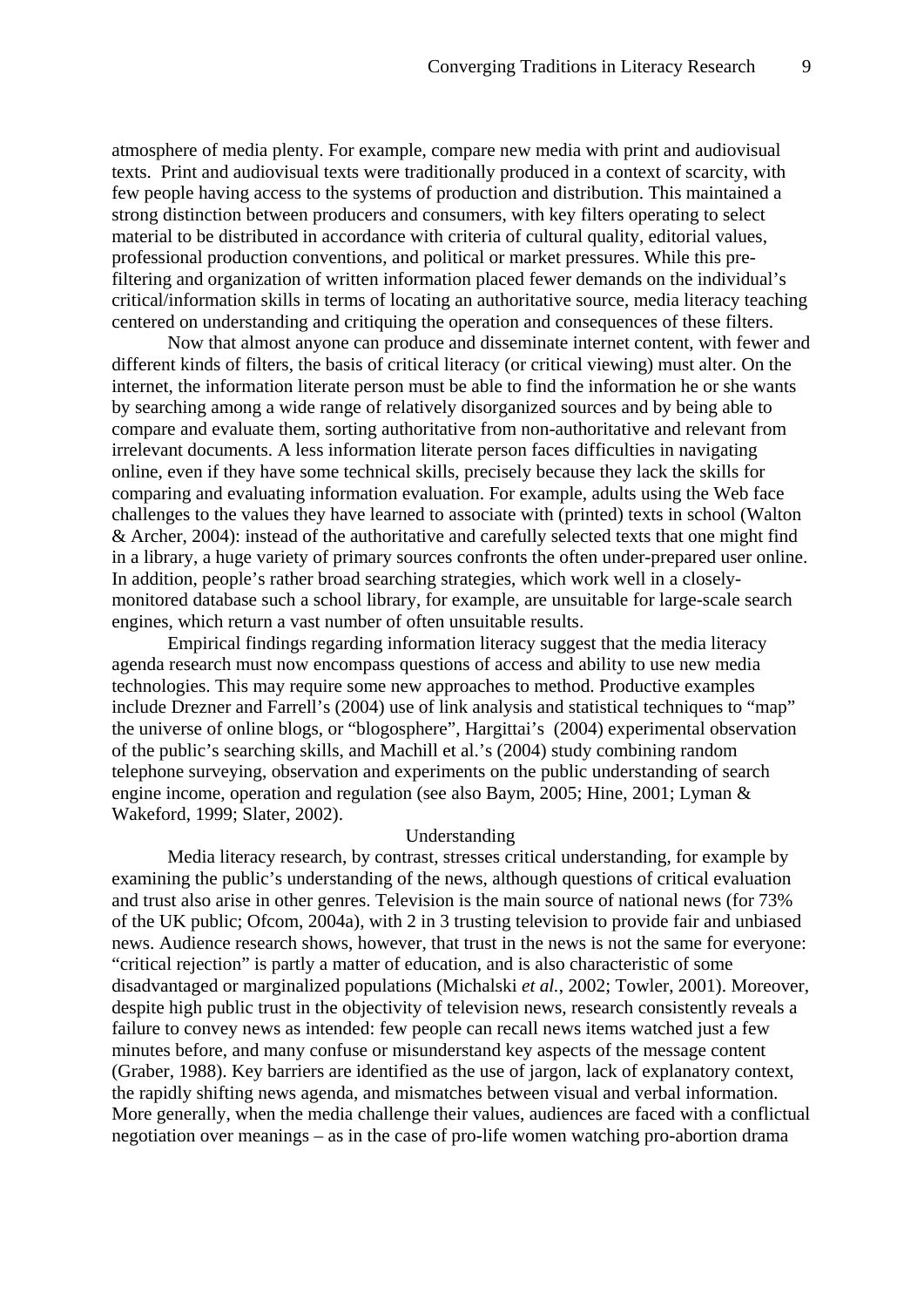atmosphere of media plenty. For example, compare new media with print and audiovisual texts. Print and audiovisual texts were traditionally produced in a context of scarcity, with few people having access to the systems of production and distribution. This maintained a strong distinction between producers and consumers, with key filters operating to select material to be distributed in accordance with criteria of cultural quality, editorial values, professional production conventions, and political or market pressures. While this pre-filtering and organization of written information placed fewer demands on the individual's critical/information skills in terms of locating an authoritative source, media literacy teaching centered on understanding and critiquing the operation and consequences of these filters.

Now that almost anyone can produce and disseminate internet content, with fewer and different kinds of filters, the basis of critical literacy (or critical viewing) must alter. On the internet, the information literate person must be able to find the information he or she wants by searching among a wide range of relatively disorganized sources and by being able to compare and evaluate them, sorting authoritative from non-authoritative and relevant from irrelevant documents. A less information literate person faces difficulties in navigating online, even if they have some technical skills, precisely because they lack the skills for comparing and evaluating information evaluation. For example, adults using the Web face challenges to the values they have learned to associate with (printed) texts in school (Walton & Archer, 2004): instead of the authoritative and carefully selected texts that one might find in a library, a huge variety of primary sources confronts the often under-prepared user online. In addition, people's rather broad searching strategies, which work well in a closely-monitored database such a school library, for example, are unsuitable for large-scale search engines, which return a vast number of often unsuitable results.

Empirical findings regarding information literacy suggest that the media literacy agenda research must now encompass questions of access and ability to use new media technologies. This may require some new approaches to method. Productive examples include Drezner and Farrell's (2004) use of link analysis and statistical techniques to "map" the universe of online blogs, or "blogosphere", Hargittai's (2004) experimental observation of the public's searching skills, and Machill et al.'s (2004) study combining random telephone surveying, observation and experiments on the public understanding of search engine income, operation and regulation (see also Baym, 2005; Hine, 2001; Lyman & Wakeford, 1999; Slater, 2002).

## Understanding

Media literacy research, by contrast, stresses critical understanding, for example by examining the public's understanding of the news, although questions of critical evaluation and trust also arise in other genres. Television is the main source of national news (for 73% of the UK public; Ofcom, 2004a), with 2 in 3 trusting television to provide fair and unbiased news. Audience research shows, however, that trust in the news is not the same for everyone: "critical rejection" is partly a matter of education, and is also characteristic of some disadvantaged or marginalized populations (Michalski *et al.*, 2002; Towler, 2001). Moreover, despite high public trust in the objectivity of television news, research consistently reveals a failure to convey news as intended: few people can recall news items watched just a few minutes before, and many confuse or misunderstand key aspects of the message content (Graber, 1988). Key barriers are identified as the use of jargon, lack of explanatory context, the rapidly shifting news agenda, and mismatches between visual and verbal information. More generally, when the media challenge their values, audiences are faced with a conflictual negotiation over meanings – as in the case of pro-life women watching pro-abortion drama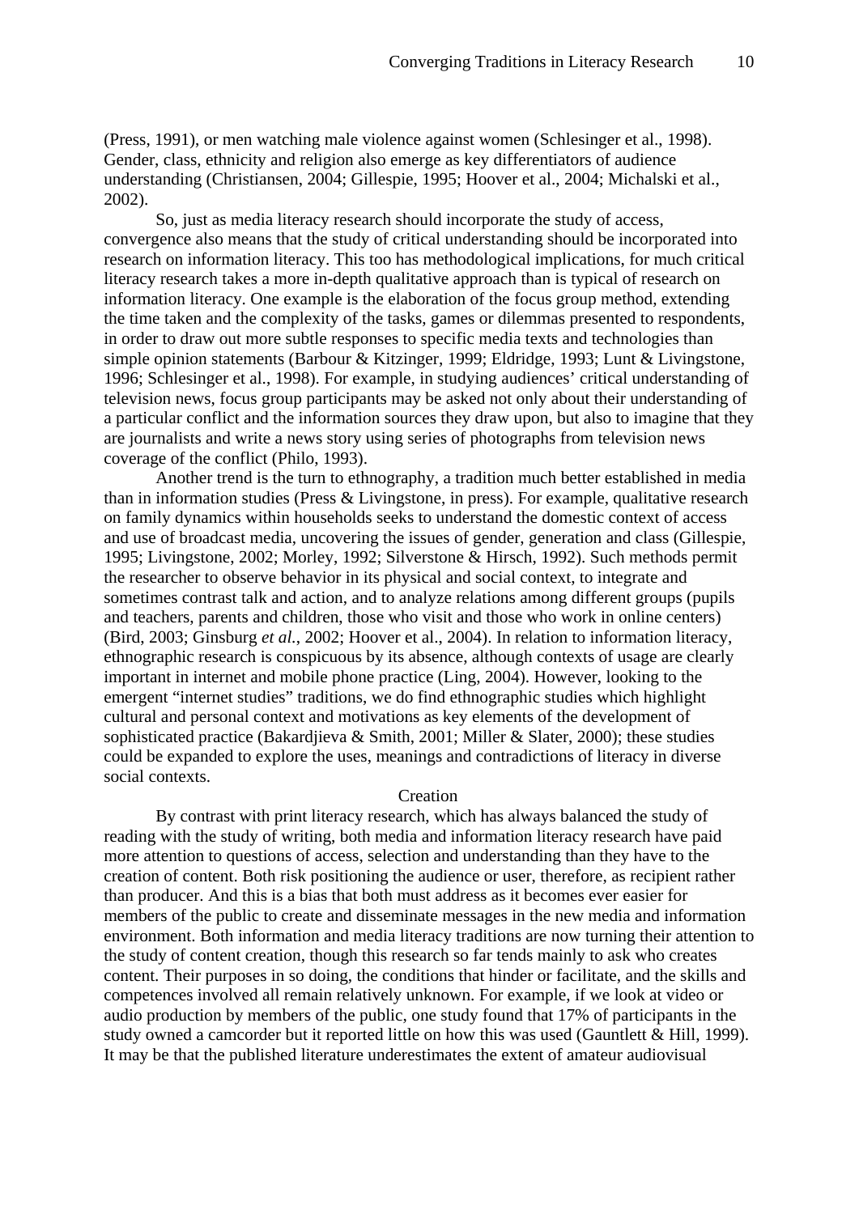(Press, 1991), or men watching male violence against women (Schlesinger et al., 1998). Gender, class, ethnicity and religion also emerge as key differentiators of audience understanding (Christiansen, 2004; Gillespie, 1995; Hoover et al., 2004; Michalski et al., 2002).

So, just as media literacy research should incorporate the study of access, convergence also means that the study of critical understanding should be incorporated into research on information literacy. This too has methodological implications, for much critical literacy research takes a more in-depth qualitative approach than is typical of research on information literacy. One example is the elaboration of the focus group method, extending the time taken and the complexity of the tasks, games or dilemmas presented to respondents, in order to draw out more subtle responses to specific media texts and technologies than simple opinion statements (Barbour & Kitzinger, 1999; Eldridge, 1993; Lunt & Livingstone, 1996; Schlesinger et al., 1998). For example, in studying audiences' critical understanding of television news, focus group participants may be asked not only about their understanding of a particular conflict and the information sources they draw upon, but also to imagine that they are journalists and write a news story using series of photographs from television news coverage of the conflict (Philo, 1993).

Another trend is the turn to ethnography, a tradition much better established in media than in information studies (Press & Livingstone, in press). For example, qualitative research on family dynamics within households seeks to understand the domestic context of access and use of broadcast media, uncovering the issues of gender, generation and class (Gillespie, 1995; Livingstone, 2002; Morley, 1992; Silverstone & Hirsch, 1992). Such methods permit the researcher to observe behavior in its physical and social context, to integrate and sometimes contrast talk and action, and to analyze relations among different groups (pupils and teachers, parents and children, those who visit and those who work in online centers) (Bird, 2003; Ginsburg *et al.*, 2002; Hoover et al., 2004). In relation to information literacy, ethnographic research is conspicuous by its absence, although contexts of usage are clearly important in internet and mobile phone practice (Ling, 2004). However, looking to the emergent "internet studies" traditions, we do find ethnographic studies which highlight cultural and personal context and motivations as key elements of the development of sophisticated practice (Bakardjieva & Smith, 2001; Miller & Slater, 2000); these studies could be expanded to explore the uses, meanings and contradictions of literacy in diverse social contexts.

## Creation

By contrast with print literacy research, which has always balanced the study of reading with the study of writing, both media and information literacy research have paid more attention to questions of access, selection and understanding than they have to the creation of content. Both risk positioning the audience or user, therefore, as recipient rather than producer. And this is a bias that both must address as it becomes ever easier for members of the public to create and disseminate messages in the new media and information environment. Both information and media literacy traditions are now turning their attention to the study of content creation, though this research so far tends mainly to ask who creates content. Their purposes in so doing, the conditions that hinder or facilitate, and the skills and competences involved all remain relatively unknown. For example, if we look at video or audio production by members of the public, one study found that 17% of participants in the study owned a camcorder but it reported little on how this was used (Gauntlett & Hill, 1999). It may be that the published literature underestimates the extent of amateur audiovisual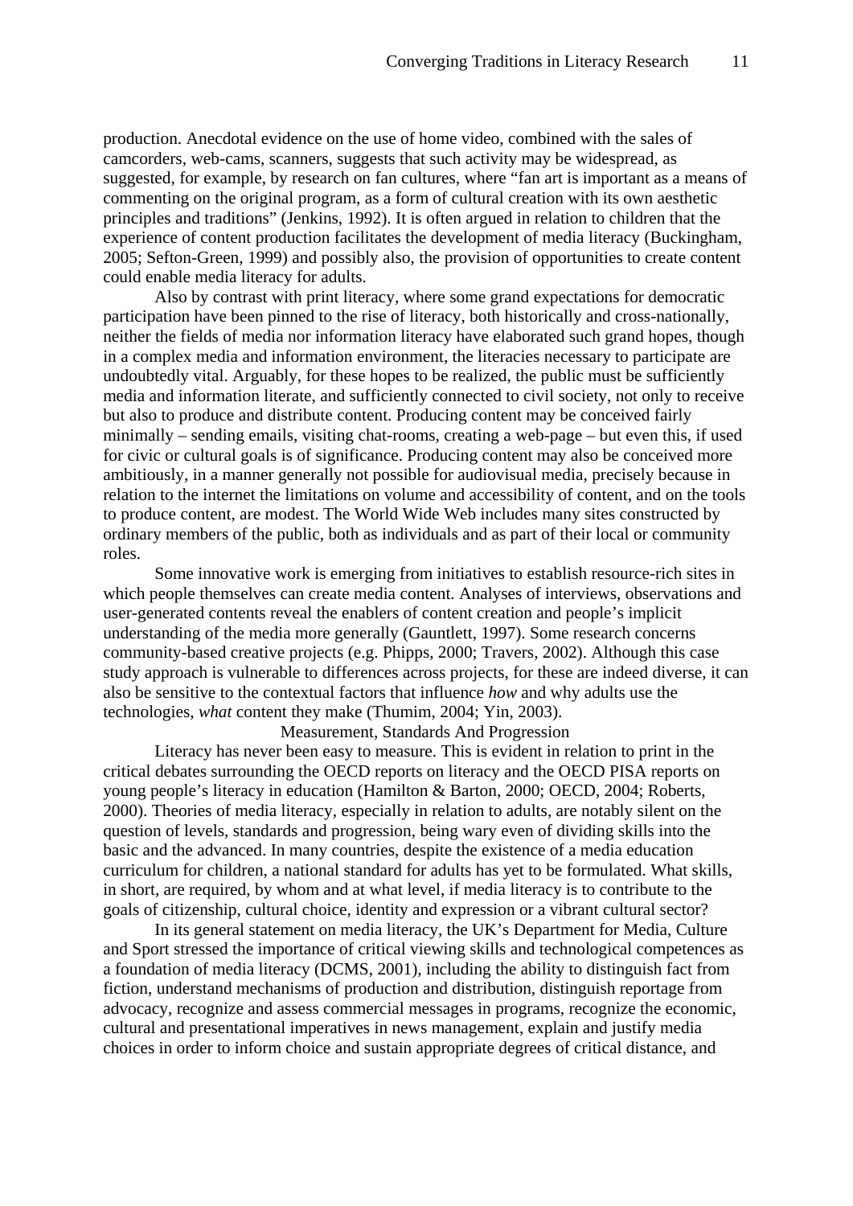production. Anecdotal evidence on the use of home video, combined with the sales of camcorders, web-cams, scanners, suggests that such activity may be widespread, as suggested, for example, by research on fan cultures, where "fan art is important as a means of commenting on the original program, as a form of cultural creation with its own aesthetic principles and traditions" (Jenkins, 1992). It is often argued in relation to children that the experience of content production facilitates the development of media literacy (Buckingham, 2005; Sefton-Green, 1999) and possibly also, the provision of opportunities to create content could enable media literacy for adults.

Also by contrast with print literacy, where some grand expectations for democratic participation have been pinned to the rise of literacy, both historically and cross-nationally, neither the fields of media nor information literacy have elaborated such grand hopes, though in a complex media and information environment, the literacies necessary to participate are undoubtedly vital. Arguably, for these hopes to be realized, the public must be sufficiently media and information literate, and sufficiently connected to civil society, not only to receive but also to produce and distribute content. Producing content may be conceived fairly minimally – sending emails, visiting chat-rooms, creating a web-page – but even this, if used for civic or cultural goals is of significance. Producing content may also be conceived more ambitiously, in a manner generally not possible for audiovisual media, precisely because in relation to the internet the limitations on volume and accessibility of content, and on the tools to produce content, are modest. The World Wide Web includes many sites constructed by ordinary members of the public, both as individuals and as part of their local or community roles.

Some innovative work is emerging from initiatives to establish resource-rich sites in which people themselves can create media content. Analyses of interviews, observations and user-generated contents reveal the enablers of content creation and people's implicit understanding of the media more generally (Gauntlett, 1997). Some research concerns community-based creative projects (e.g. Phipps, 2000; Travers, 2002). Although this case study approach is vulnerable to differences across projects, for these are indeed diverse, it can also be sensitive to the contextual factors that influence *how* and why adults use the technologies, *what* content they make (Thumim, 2004; Yin, 2003).

## Measurement, Standards And Progression

Literacy has never been easy to measure. This is evident in relation to print in the critical debates surrounding the OECD reports on literacy and the OECD PISA reports on young people's literacy in education (Hamilton & Barton, 2000; OECD, 2004; Roberts, 2000). Theories of media literacy, especially in relation to adults, are notably silent on the question of levels, standards and progression, being wary even of dividing skills into the basic and the advanced. In many countries, despite the existence of a media education curriculum for children, a national standard for adults has yet to be formulated. What skills, in short, are required, by whom and at what level, if media literacy is to contribute to the goals of citizenship, cultural choice, identity and expression or a vibrant cultural sector?

In its general statement on media literacy, the UK's Department for Media, Culture and Sport stressed the importance of critical viewing skills and technological competences as a foundation of media literacy (DCMS, 2001), including the ability to distinguish fact from fiction, understand mechanisms of production and distribution, distinguish reportage from advocacy, recognize and assess commercial messages in programs, recognize the economic, cultural and presentational imperatives in news management, explain and justify media choices in order to inform choice and sustain appropriate degrees of critical distance, and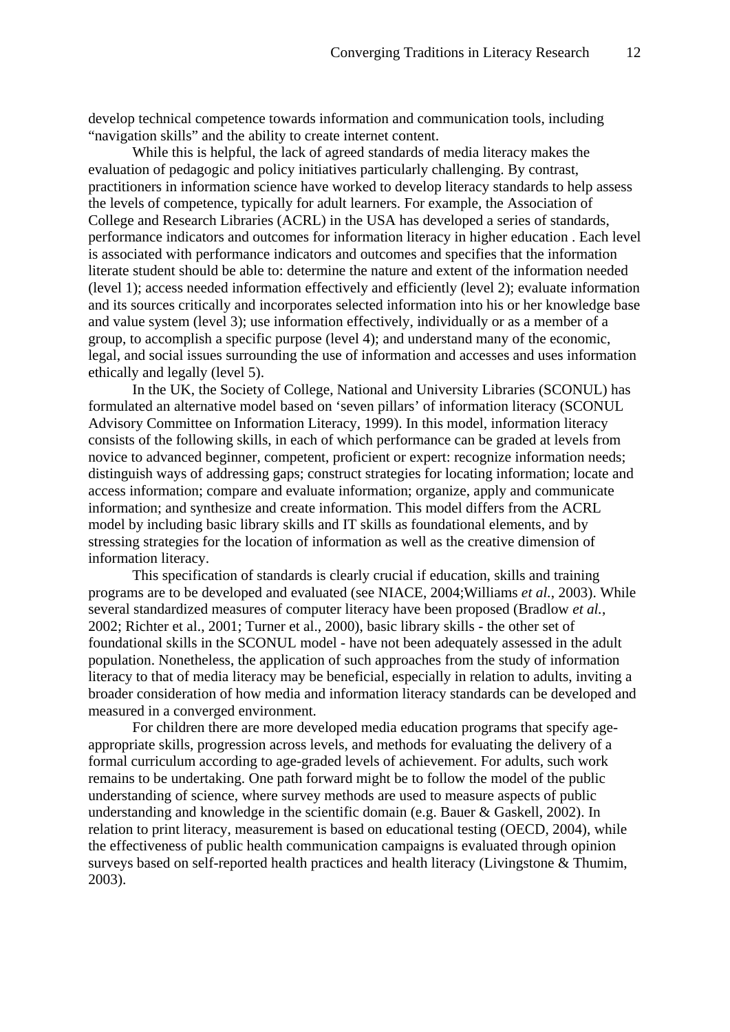develop technical competence towards information and communication tools, including "navigation skills" and the ability to create internet content.

While this is helpful, the lack of agreed standards of media literacy makes the evaluation of pedagogic and policy initiatives particularly challenging. By contrast, practitioners in information science have worked to develop literacy standards to help assess the levels of competence, typically for adult learners. For example, the Association of College and Research Libraries (ACRL) in the USA has developed a series of standards, performance indicators and outcomes for information literacy in higher education . Each level is associated with performance indicators and outcomes and specifies that the information literate student should be able to: determine the nature and extent of the information needed (level 1); access needed information effectively and efficiently (level 2); evaluate information and its sources critically and incorporates selected information into his or her knowledge base and value system (level 3); use information effectively, individually or as a member of a group, to accomplish a specific purpose (level 4); and understand many of the economic, legal, and social issues surrounding the use of information and accesses and uses information ethically and legally (level 5).

In the UK, the Society of College, National and University Libraries (SCONUL) has formulated an alternative model based on 'seven pillars' of information literacy (SCONUL Advisory Committee on Information Literacy, 1999). In this model, information literacy consists of the following skills, in each of which performance can be graded at levels from novice to advanced beginner, competent, proficient or expert: recognize information needs; distinguish ways of addressing gaps; construct strategies for locating information; locate and access information; compare and evaluate information; organize, apply and communicate information; and synthesize and create information. This model differs from the ACRL model by including basic library skills and IT skills as foundational elements, and by stressing strategies for the location of information as well as the creative dimension of information literacy.

This specification of standards is clearly crucial if education, skills and training programs are to be developed and evaluated (see NIACE, 2004;Williams *et al.*, 2003). While several standardized measures of computer literacy have been proposed (Bradlow *et al.*, 2002; Richter et al., 2001; Turner et al., 2000), basic library skills - the other set of foundational skills in the SCONUL model - have not been adequately assessed in the adult population. Nonetheless, the application of such approaches from the study of information literacy to that of media literacy may be beneficial, especially in relation to adults, inviting a broader consideration of how media and information literacy standards can be developed and measured in a converged environment.

For children there are more developed media education programs that specify age-appropriate skills, progression across levels, and methods for evaluating the delivery of a formal curriculum according to age-graded levels of achievement. For adults, such work remains to be undertaking. One path forward might be to follow the model of the public understanding of science, where survey methods are used to measure aspects of public understanding and knowledge in the scientific domain (e.g. Bauer & Gaskell, 2002). In relation to print literacy, measurement is based on educational testing (OECD, 2004), while the effectiveness of public health communication campaigns is evaluated through opinion surveys based on self-reported health practices and health literacy (Livingstone & Thumim, 2003).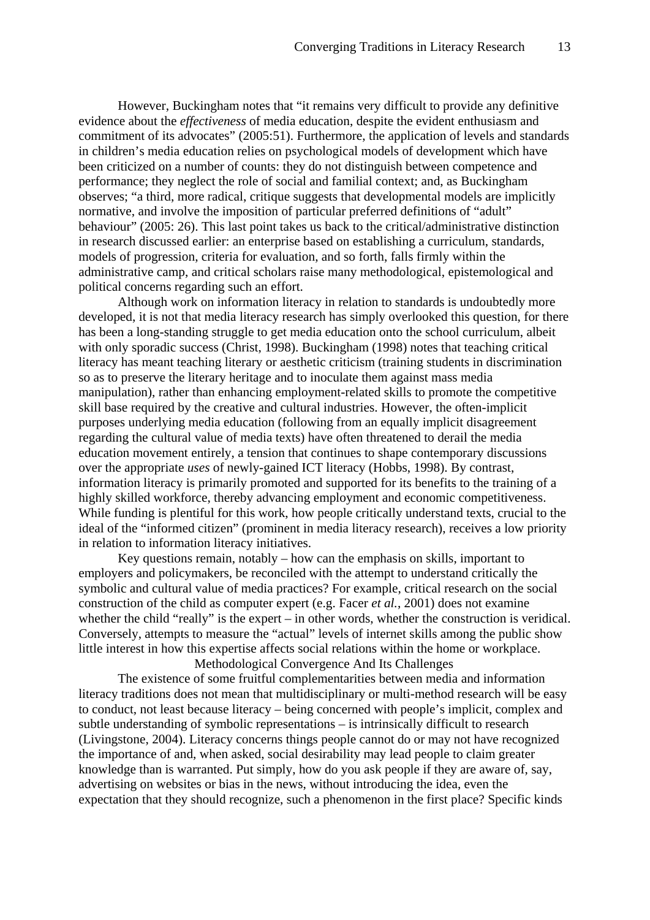However, Buckingham notes that "it remains very difficult to provide any definitive evidence about the *effectiveness* of media education, despite the evident enthusiasm and commitment of its advocates" (2005:51). Furthermore, the application of levels and standards in children's media education relies on psychological models of development which have been criticized on a number of counts: they do not distinguish between competence and performance; they neglect the role of social and familial context; and, as Buckingham observes; "a third, more radical, critique suggests that developmental models are implicitly normative, and involve the imposition of particular preferred definitions of "adult" behaviour" (2005: 26). This last point takes us back to the critical/administrative distinction in research discussed earlier: an enterprise based on establishing a curriculum, standards, models of progression, criteria for evaluation, and so forth, falls firmly within the administrative camp, and critical scholars raise many methodological, epistemological and political concerns regarding such an effort.

Although work on information literacy in relation to standards is undoubtedly more developed, it is not that media literacy research has simply overlooked this question, for there has been a long-standing struggle to get media education onto the school curriculum, albeit with only sporadic success (Christ, 1998). Buckingham (1998) notes that teaching critical literacy has meant teaching literary or aesthetic criticism (training students in discrimination so as to preserve the literary heritage and to inoculate them against mass media manipulation), rather than enhancing employment-related skills to promote the competitive skill base required by the creative and cultural industries. However, the often-implicit purposes underlying media education (following from an equally implicit disagreement regarding the cultural value of media texts) have often threatened to derail the media education movement entirely, a tension that continues to shape contemporary discussions over the appropriate *uses* of newly-gained ICT literacy (Hobbs, 1998). By contrast, information literacy is primarily promoted and supported for its benefits to the training of a highly skilled workforce, thereby advancing employment and economic competitiveness. While funding is plentiful for this work, how people critically understand texts, crucial to the ideal of the "informed citizen" (prominent in media literacy research), receives a low priority in relation to information literacy initiatives.

Key questions remain, notably – how can the emphasis on skills, important to employers and policymakers, be reconciled with the attempt to understand critically the symbolic and cultural value of media practices? For example, critical research on the social construction of the child as computer expert (e.g. Facer *et al.*, 2001) does not examine whether the child "really" is the expert – in other words, whether the construction is veridical. Conversely, attempts to measure the "actual" levels of internet skills among the public show little interest in how this expertise affects social relations within the home or workplace.

## Methodological Convergence And Its Challenges

The existence of some fruitful complementarities between media and information literacy traditions does not mean that multidisciplinary or multi-method research will be easy to conduct, not least because literacy – being concerned with people's implicit, complex and subtle understanding of symbolic representations – is intrinsically difficult to research (Livingstone, 2004). Literacy concerns things people cannot do or may not have recognized the importance of and, when asked, social desirability may lead people to claim greater knowledge than is warranted. Put simply, how do you ask people if they are aware of, say, advertising on websites or bias in the news, without introducing the idea, even the expectation that they should recognize, such a phenomenon in the first place? Specific kinds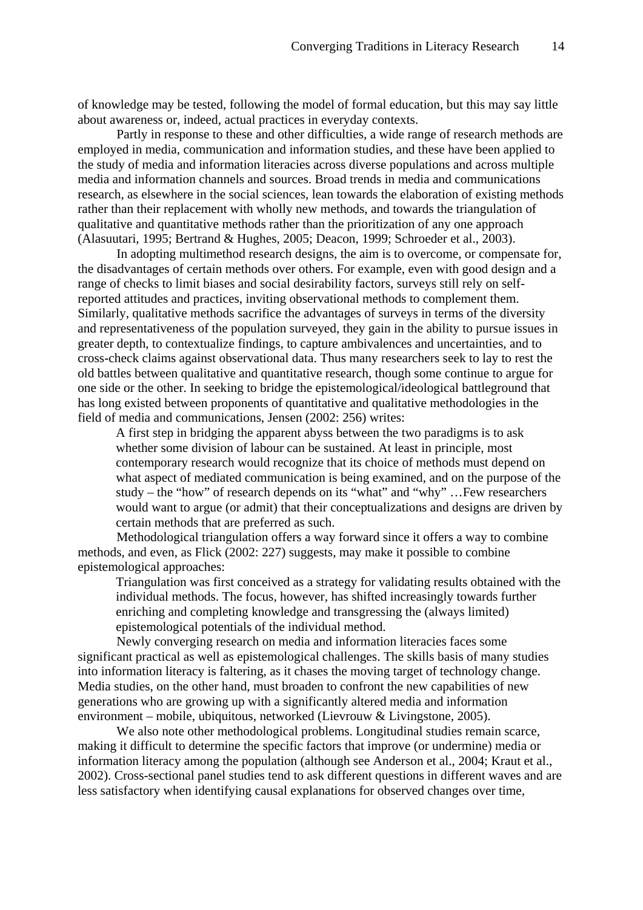of knowledge may be tested, following the model of formal education, but this may say little about awareness or, indeed, actual practices in everyday contexts.

Partly in response to these and other difficulties, a wide range of research methods are employed in media, communication and information studies, and these have been applied to the study of media and information literacies across diverse populations and across multiple media and information channels and sources. Broad trends in media and communications research, as elsewhere in the social sciences, lean towards the elaboration of existing methods rather than their replacement with wholly new methods, and towards the triangulation of qualitative and quantitative methods rather than the prioritization of any one approach (Alasuutari, 1995; Bertrand & Hughes, 2005; Deacon, 1999; Schroeder et al., 2003).

In adopting multimethod research designs, the aim is to overcome, or compensate for, the disadvantages of certain methods over others. For example, even with good design and a range of checks to limit biases and social desirability factors, surveys still rely on self-reported attitudes and practices, inviting observational methods to complement them. Similarly, qualitative methods sacrifice the advantages of surveys in terms of the diversity and representativeness of the population surveyed, they gain in the ability to pursue issues in greater depth, to contextualize findings, to capture ambivalences and uncertainties, and to cross-check claims against observational data. Thus many researchers seek to lay to rest the old battles between qualitative and quantitative research, though some continue to argue for one side or the other. In seeking to bridge the epistemological/ideological battleground that has long existed between proponents of quantitative and qualitative methodologies in the field of media and communications, Jensen (2002: 256) writes:

> A first step in bridging the apparent abyss between the two paradigms is to ask whether some division of labour can be sustained. At least in principle, most contemporary research would recognize that its choice of methods must depend on what aspect of mediated communication is being examined, and on the purpose of the study – the "how" of research depends on its "what" and "why" …Few researchers would want to argue (or admit) that their conceptualizations and designs are driven by certain methods that are preferred as such.

Methodological triangulation offers a way forward since it offers a way to combine methods, and even, as Flick (2002: 227) suggests, may make it possible to combine epistemological approaches:

> Triangulation was first conceived as a strategy for validating results obtained with the individual methods. The focus, however, has shifted increasingly towards further enriching and completing knowledge and transgressing the (always limited) epistemological potentials of the individual method.

Newly converging research on media and information literacies faces some significant practical as well as epistemological challenges. The skills basis of many studies into information literacy is faltering, as it chases the moving target of technology change. Media studies, on the other hand, must broaden to confront the new capabilities of new generations who are growing up with a significantly altered media and information environment – mobile, ubiquitous, networked (Lievrouw & Livingstone, 2005).

We also note other methodological problems. Longitudinal studies remain scarce, making it difficult to determine the specific factors that improve (or undermine) media or information literacy among the population (although see Anderson et al., 2004; Kraut et al., 2002). Cross-sectional panel studies tend to ask different questions in different waves and are less satisfactory when identifying causal explanations for observed changes over time,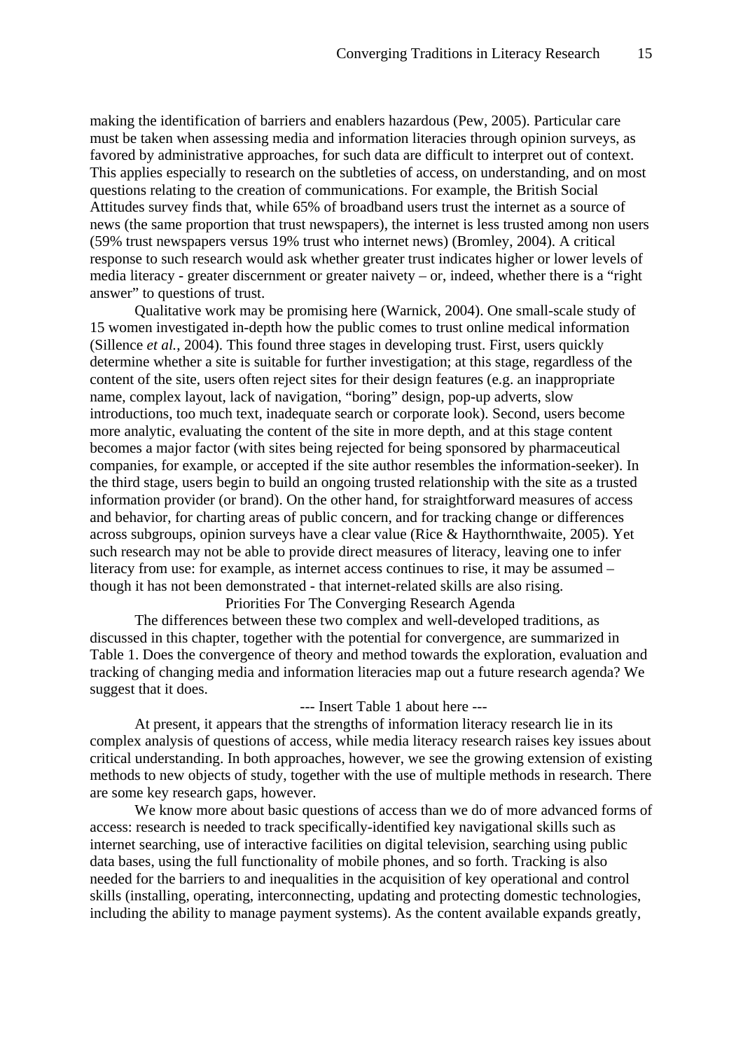making the identification of barriers and enablers hazardous (Pew, 2005). Particular care must be taken when assessing media and information literacies through opinion surveys, as favored by administrative approaches, for such data are difficult to interpret out of context. This applies especially to research on the subtleties of access, on understanding, and on most questions relating to the creation of communications. For example, the British Social Attitudes survey finds that, while 65% of broadband users trust the internet as a source of news (the same proportion that trust newspapers), the internet is less trusted among non users (59% trust newspapers versus 19% trust who internet news) (Bromley, 2004). A critical response to such research would ask whether greater trust indicates higher or lower levels of media literacy - greater discernment or greater naivety – or, indeed, whether there is a "right answer" to questions of trust.

Qualitative work may be promising here (Warnick, 2004). One small-scale study of 15 women investigated in-depth how the public comes to trust online medical information (Sillence *et al.*, 2004). This found three stages in developing trust. First, users quickly determine whether a site is suitable for further investigation; at this stage, regardless of the content of the site, users often reject sites for their design features (e.g. an inappropriate name, complex layout, lack of navigation, "boring" design, pop-up adverts, slow introductions, too much text, inadequate search or corporate look). Second, users become more analytic, evaluating the content of the site in more depth, and at this stage content becomes a major factor (with sites being rejected for being sponsored by pharmaceutical companies, for example, or accepted if the site author resembles the information-seeker). In the third stage, users begin to build an ongoing trusted relationship with the site as a trusted information provider (or brand). On the other hand, for straightforward measures of access and behavior, for charting areas of public concern, and for tracking change or differences across subgroups, opinion surveys have a clear value (Rice & Haythornthwaite, 2005). Yet such research may not be able to provide direct measures of literacy, leaving one to infer literacy from use: for example, as internet access continues to rise, it may be assumed – though it has not been demonstrated - that internet-related skills are also rising.

## Priorities For The Converging Research Agenda

The differences between these two complex and well-developed traditions, as discussed in this chapter, together with the potential for convergence, are summarized in Table 1. Does the convergence of theory and method towards the exploration, evaluation and tracking of changing media and information literacies map out a future research agenda? We suggest that it does.

--- Insert Table 1 about here ---

At present, it appears that the strengths of information literacy research lie in its complex analysis of questions of access, while media literacy research raises key issues about critical understanding. In both approaches, however, we see the growing extension of existing methods to new objects of study, together with the use of multiple methods in research. There are some key research gaps, however.

We know more about basic questions of access than we do of more advanced forms of access: research is needed to track specifically-identified key navigational skills such as internet searching, use of interactive facilities on digital television, searching using public data bases, using the full functionality of mobile phones, and so forth. Tracking is also needed for the barriers to and inequalities in the acquisition of key operational and control skills (installing, operating, interconnecting, updating and protecting domestic technologies, including the ability to manage payment systems). As the content available expands greatly,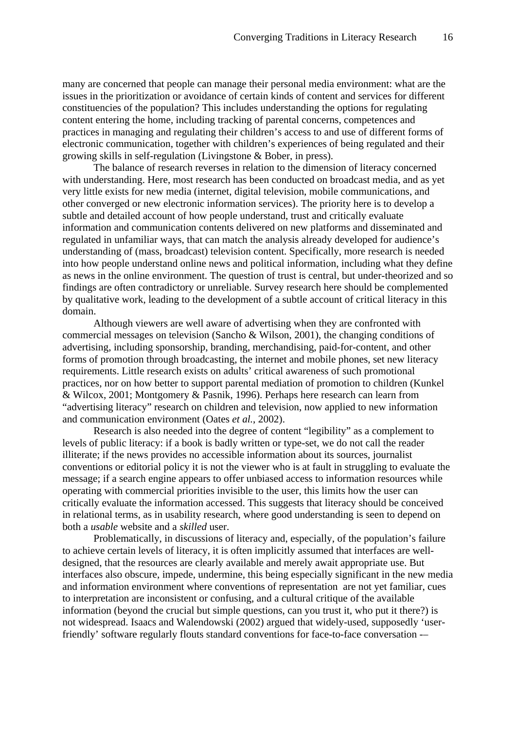many are concerned that people can manage their personal media environment: what are the issues in the prioritization or avoidance of certain kinds of content and services for different constituencies of the population? This includes understanding the options for regulating content entering the home, including tracking of parental concerns, competences and practices in managing and regulating their children's access to and use of different forms of electronic communication, together with children's experiences of being regulated and their growing skills in self-regulation (Livingstone & Bober, in press).

The balance of research reverses in relation to the dimension of literacy concerned with understanding. Here, most research has been conducted on broadcast media, and as yet very little exists for new media (internet, digital television, mobile communications, and other converged or new electronic information services). The priority here is to develop a subtle and detailed account of how people understand, trust and critically evaluate information and communication contents delivered on new platforms and disseminated and regulated in unfamiliar ways, that can match the analysis already developed for audience's understanding of (mass, broadcast) television content. Specifically, more research is needed into how people understand online news and political information, including what they define as news in the online environment. The question of trust is central, but under-theorized and so findings are often contradictory or unreliable. Survey research here should be complemented by qualitative work, leading to the development of a subtle account of critical literacy in this domain.

Although viewers are well aware of advertising when they are confronted with commercial messages on television (Sancho & Wilson, 2001), the changing conditions of advertising, including sponsorship, branding, merchandising, paid-for-content, and other forms of promotion through broadcasting, the internet and mobile phones, set new literacy requirements. Little research exists on adults' critical awareness of such promotional practices, nor on how better to support parental mediation of promotion to children (Kunkel & Wilcox, 2001; Montgomery & Pasnik, 1996). Perhaps here research can learn from "advertising literacy" research on children and television, now applied to new information and communication environment (Oates *et al.*, 2002).

Research is also needed into the degree of content "legibility" as a complement to levels of public literacy: if a book is badly written or type-set, we do not call the reader illiterate; if the news provides no accessible information about its sources, journalist conventions or editorial policy it is not the viewer who is at fault in struggling to evaluate the message; if a search engine appears to offer unbiased access to information resources while operating with commercial priorities invisible to the user, this limits how the user can critically evaluate the information accessed. This suggests that literacy should be conceived in relational terms, as in usability research, where good understanding is seen to depend on both a *usable* website and a *skilled* user.

Problematically, in discussions of literacy and, especially, of the population's failure to achieve certain levels of literacy, it is often implicitly assumed that interfaces are well-designed, that the resources are clearly available and merely await appropriate use. But interfaces also obscure, impede, undermine, this being especially significant in the new media and information environment where conventions of representation are not yet familiar, cues to interpretation are inconsistent or confusing, and a cultural critique of the available information (beyond the crucial but simple questions, can you trust it, who put it there?) is not widespread. Isaacs and Walendowski (2002) argued that widely-used, supposedly 'user-friendly' software regularly flouts standard conventions for face-to-face conversation -–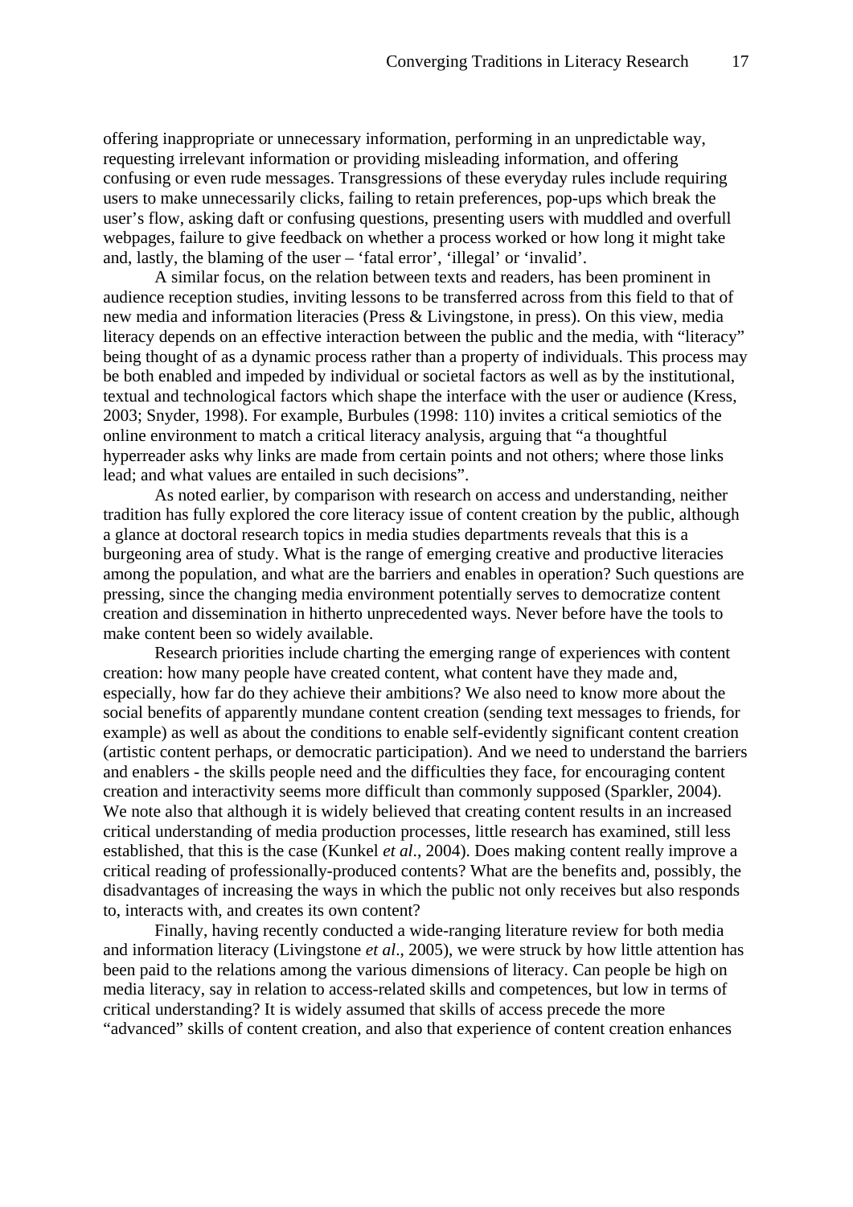offering inappropriate or unnecessary information, performing in an unpredictable way, requesting irrelevant information or providing misleading information, and offering confusing or even rude messages. Transgressions of these everyday rules include requiring users to make unnecessarily clicks, failing to retain preferences, pop-ups which break the user's flow, asking daft or confusing questions, presenting users with muddled and overfull webpages, failure to give feedback on whether a process worked or how long it might take and, lastly, the blaming of the user – 'fatal error', 'illegal' or 'invalid'.

A similar focus, on the relation between texts and readers, has been prominent in audience reception studies, inviting lessons to be transferred across from this field to that of new media and information literacies (Press & Livingstone, in press). On this view, media literacy depends on an effective interaction between the public and the media, with "literacy" being thought of as a dynamic process rather than a property of individuals. This process may be both enabled and impeded by individual or societal factors as well as by the institutional, textual and technological factors which shape the interface with the user or audience (Kress, 2003; Snyder, 1998). For example, Burbules (1998: 110) invites a critical semiotics of the online environment to match a critical literacy analysis, arguing that "a thoughtful hyperreader asks why links are made from certain points and not others; where those links lead; and what values are entailed in such decisions".

As noted earlier, by comparison with research on access and understanding, neither tradition has fully explored the core literacy issue of content creation by the public, although a glance at doctoral research topics in media studies departments reveals that this is a burgeoning area of study. What is the range of emerging creative and productive literacies among the population, and what are the barriers and enables in operation? Such questions are pressing, since the changing media environment potentially serves to democratize content creation and dissemination in hitherto unprecedented ways. Never before have the tools to make content been so widely available.

Research priorities include charting the emerging range of experiences with content creation: how many people have created content, what content have they made and, especially, how far do they achieve their ambitions? We also need to know more about the social benefits of apparently mundane content creation (sending text messages to friends, for example) as well as about the conditions to enable self-evidently significant content creation (artistic content perhaps, or democratic participation). And we need to understand the barriers and enablers - the skills people need and the difficulties they face, for encouraging content creation and interactivity seems more difficult than commonly supposed (Sparkler, 2004). We note also that although it is widely believed that creating content results in an increased critical understanding of media production processes, little research has examined, still less established, that this is the case (Kunkel *et al*., 2004). Does making content really improve a critical reading of professionally-produced contents? What are the benefits and, possibly, the disadvantages of increasing the ways in which the public not only receives but also responds to, interacts with, and creates its own content?

Finally, having recently conducted a wide-ranging literature review for both media and information literacy (Livingstone *et al*., 2005), we were struck by how little attention has been paid to the relations among the various dimensions of literacy. Can people be high on media literacy, say in relation to access-related skills and competences, but low in terms of critical understanding? It is widely assumed that skills of access precede the more "advanced" skills of content creation, and also that experience of content creation enhances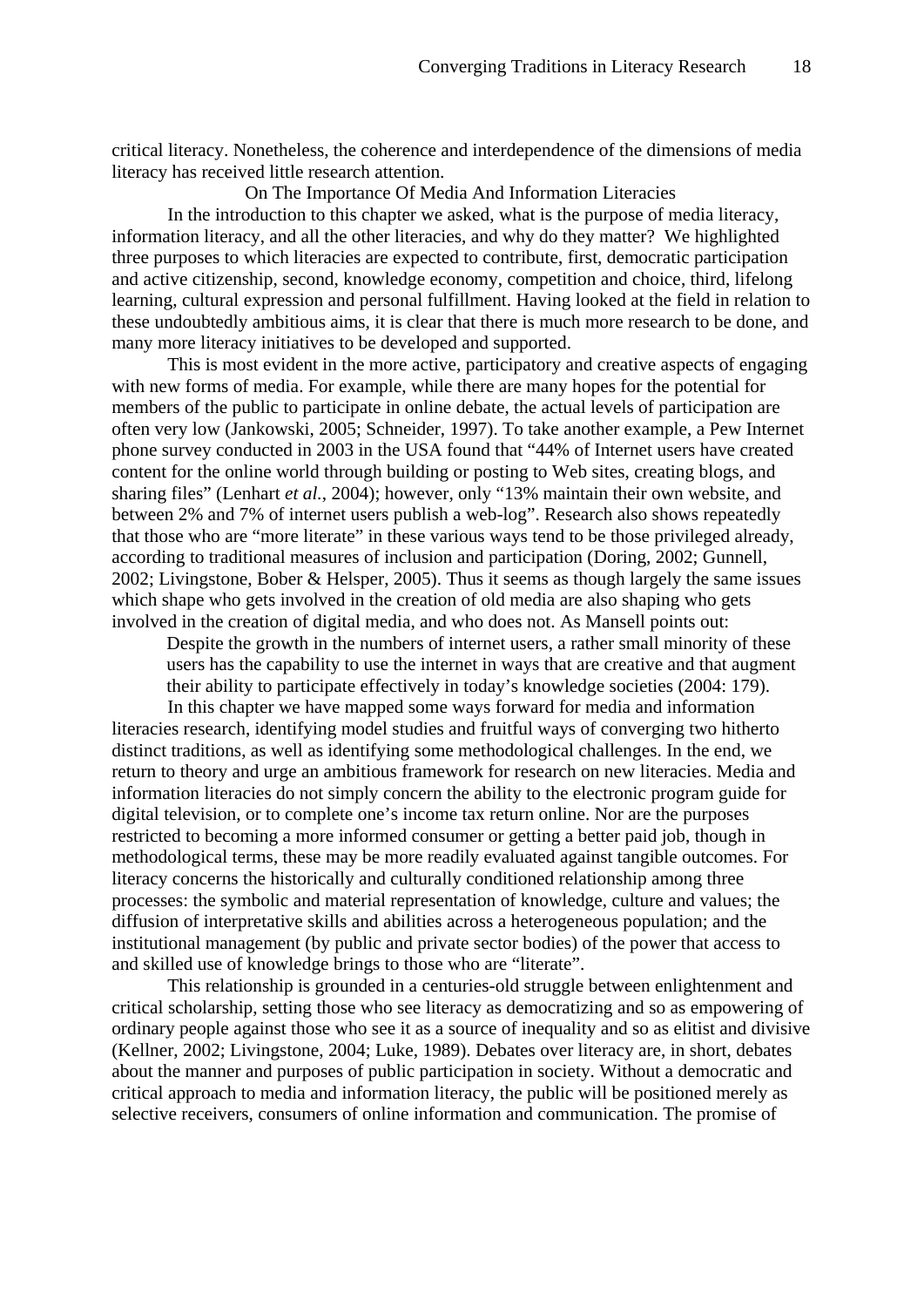critical literacy. Nonetheless, the coherence and interdependence of the dimensions of media literacy has received little research attention.

## On The Importance Of Media And Information Literacies

In the introduction to this chapter we asked, what is the purpose of media literacy, information literacy, and all the other literacies, and why do they matter? We highlighted three purposes to which literacies are expected to contribute, first, democratic participation and active citizenship, second, knowledge economy, competition and choice, third, lifelong learning, cultural expression and personal fulfillment. Having looked at the field in relation to these undoubtedly ambitious aims, it is clear that there is much more research to be done, and many more literacy initiatives to be developed and supported.

This is most evident in the more active, participatory and creative aspects of engaging with new forms of media. For example, while there are many hopes for the potential for members of the public to participate in online debate, the actual levels of participation are often very low (Jankowski, 2005; Schneider, 1997). To take another example, a Pew Internet phone survey conducted in 2003 in the USA found that "44% of Internet users have created content for the online world through building or posting to Web sites, creating blogs, and sharing files" (Lenhart *et al.*, 2004); however, only "13% maintain their own website, and between 2% and 7% of internet users publish a web-log". Research also shows repeatedly that those who are "more literate" in these various ways tend to be those privileged already, according to traditional measures of inclusion and participation (Doring, 2002; Gunnell, 2002; Livingstone, Bober & Helsper, 2005). Thus it seems as though largely the same issues which shape who gets involved in the creation of old media are also shaping who gets involved in the creation of digital media, and who does not. As Mansell points out:

> Despite the growth in the numbers of internet users, a rather small minority of these users has the capability to use the internet in ways that are creative and that augment their ability to participate effectively in today's knowledge societies (2004: 179).

In this chapter we have mapped some ways forward for media and information literacies research, identifying model studies and fruitful ways of converging two hitherto distinct traditions, as well as identifying some methodological challenges. In the end, we return to theory and urge an ambitious framework for research on new literacies. Media and information literacies do not simply concern the ability to the electronic program guide for digital television, or to complete one's income tax return online. Nor are the purposes restricted to becoming a more informed consumer or getting a better paid job, though in methodological terms, these may be more readily evaluated against tangible outcomes. For literacy concerns the historically and culturally conditioned relationship among three processes: the symbolic and material representation of knowledge, culture and values; the diffusion of interpretative skills and abilities across a heterogeneous population; and the institutional management (by public and private sector bodies) of the power that access to and skilled use of knowledge brings to those who are "literate".

This relationship is grounded in a centuries-old struggle between enlightenment and critical scholarship, setting those who see literacy as democratizing and so as empowering of ordinary people against those who see it as a source of inequality and so as elitist and divisive (Kellner, 2002; Livingstone, 2004; Luke, 1989). Debates over literacy are, in short, debates about the manner and purposes of public participation in society. Without a democratic and critical approach to media and information literacy, the public will be positioned merely as selective receivers, consumers of online information and communication. The promise of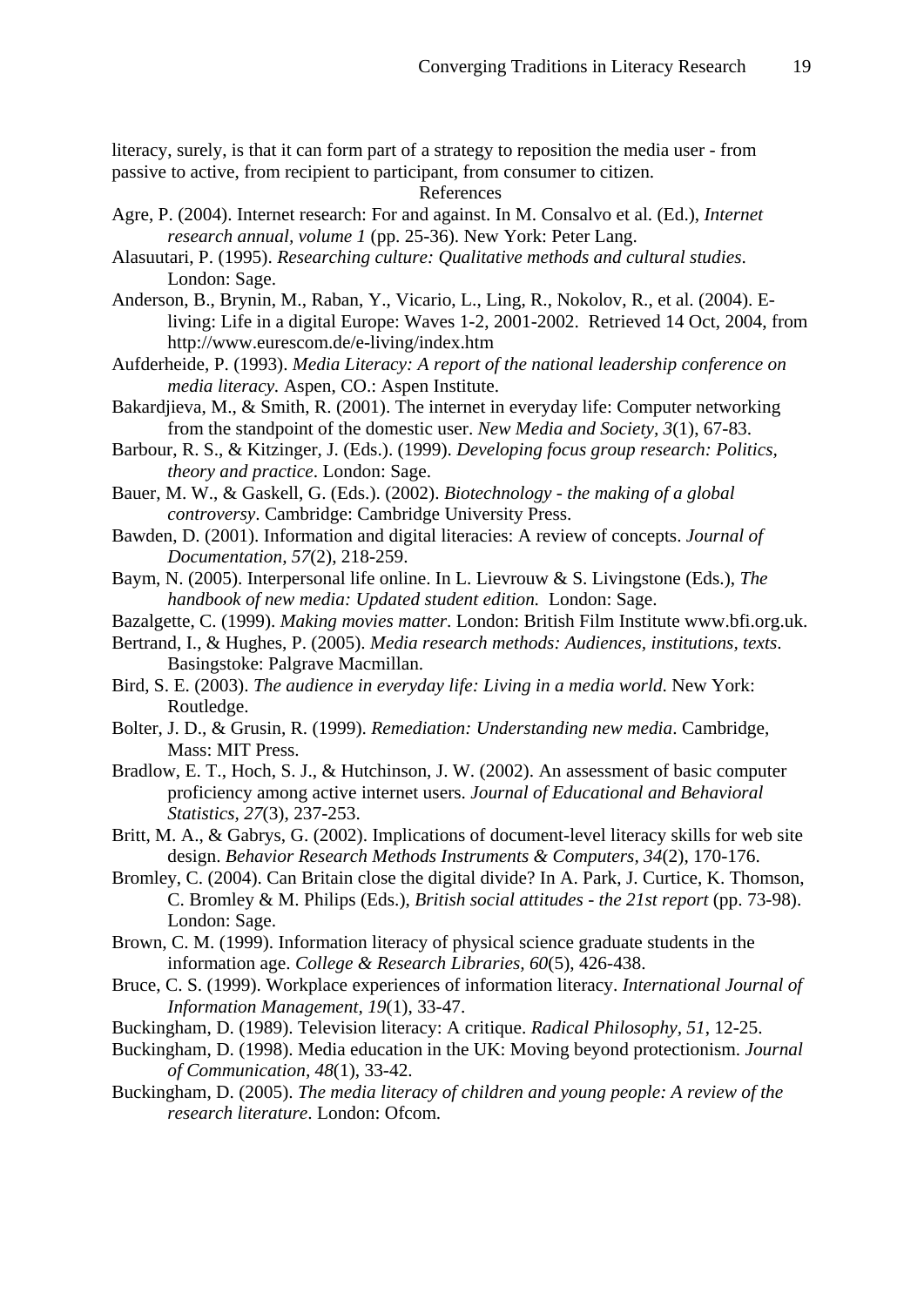literacy, surely, is that it can form part of a strategy to reposition the media user - from passive to active, from recipient to participant, from consumer to citizen.

## References

Agre, P. (2004). Internet research: For and against. In M. Consalvo et al. (Ed.), *Internet research annual, volume 1* (pp. 25-36). New York: Peter Lang.

Alasuutari, P. (1995). *Researching culture: Qualitative methods and cultural studies*. London: Sage.

Anderson, B., Brynin, M., Raban, Y., Vicario, L., Ling, R., Nokolov, R., et al. (2004). E-living: Life in a digital Europe: Waves 1-2, 2001-2002. Retrieved 14 Oct, 2004, from http://www.eurescom.de/e-living/index.htm

Aufderheide, P. (1993). *Media Literacy: A report of the national leadership conference on media literacy.* Aspen, CO.: Aspen Institute.

Bakardjieva, M., & Smith, R. (2001). The internet in everyday life: Computer networking from the standpoint of the domestic user. *New Media and Society, 3*(1), 67-83.

Barbour, R. S., & Kitzinger, J. (Eds.). (1999). *Developing focus group research: Politics, theory and practice*. London: Sage.

Bauer, M. W., & Gaskell, G. (Eds.). (2002). *Biotechnology - the making of a global controversy*. Cambridge: Cambridge University Press.

Bawden, D. (2001). Information and digital literacies: A review of concepts. *Journal of Documentation, 57*(2), 218-259.

Baym, N. (2005). Interpersonal life online. In L. Lievrouw & S. Livingstone (Eds.), *The handbook of new media: Updated student edition.* London: Sage.

Bazalgette, C. (1999). *Making movies matter*. London: British Film Institute www.bfi.org.uk.

Bertrand, I., & Hughes, P. (2005). *Media research methods: Audiences, institutions, texts*. Basingstoke: Palgrave Macmillan.

Bird, S. E. (2003). *The audience in everyday life: Living in a media world*. New York: Routledge.

Bolter, J. D., & Grusin, R. (1999). *Remediation: Understanding new media*. Cambridge, Mass: MIT Press.

Bradlow, E. T., Hoch, S. J., & Hutchinson, J. W. (2002). An assessment of basic computer proficiency among active internet users. *Journal of Educational and Behavioral Statistics, 27*(3), 237-253.

Britt, M. A., & Gabrys, G. (2002). Implications of document-level literacy skills for web site design. *Behavior Research Methods Instruments & Computers, 34*(2), 170-176.

Bromley, C. (2004). Can Britain close the digital divide? In A. Park, J. Curtice, K. Thomson, C. Bromley & M. Philips (Eds.), *British social attitudes - the 21st report* (pp. 73-98). London: Sage.

Brown, C. M. (1999). Information literacy of physical science graduate students in the information age. *College & Research Libraries, 60*(5), 426-438.

Bruce, C. S. (1999). Workplace experiences of information literacy. *International Journal of Information Management, 19*(1), 33-47.

Buckingham, D. (1989). Television literacy: A critique. *Radical Philosophy, 51*, 12-25.

Buckingham, D. (1998). Media education in the UK: Moving beyond protectionism. *Journal of Communication, 48*(1), 33-42.

Buckingham, D. (2005). *The media literacy of children and young people: A review of the research literature*. London: Ofcom.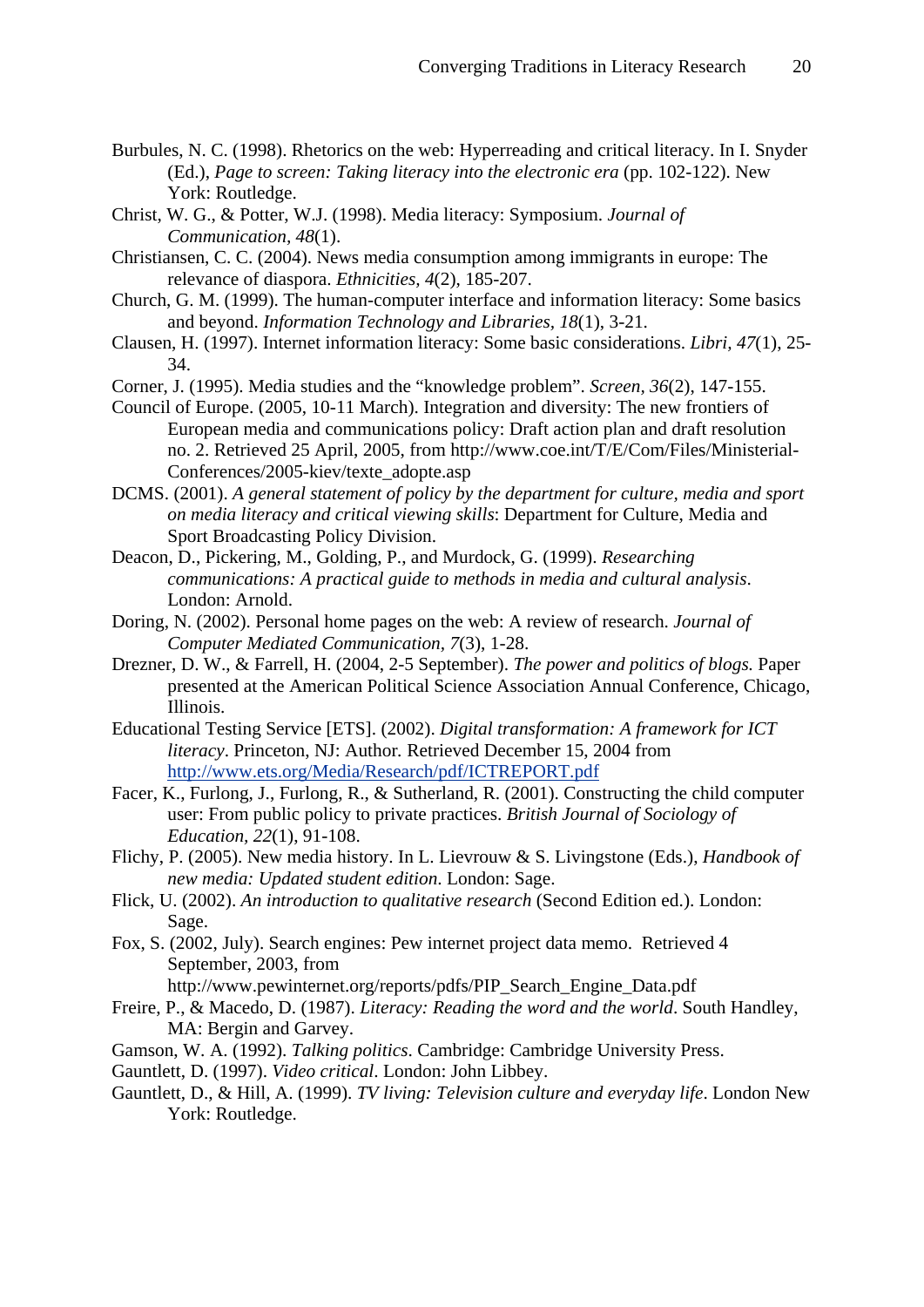Burbules, N. C. (1998). Rhetorics on the web: Hyperreading and critical literacy. In I. Snyder (Ed.), *Page to screen: Taking literacy into the electronic era* (pp. 102-122). New York: Routledge.

Christ, W. G., & Potter, W.J. (1998). Media literacy: Symposium. *Journal of Communication, 48*(1).

Christiansen, C. C. (2004). News media consumption among immigrants in europe: The relevance of diaspora. *Ethnicities, 4*(2), 185-207.

Church, G. M. (1999). The human-computer interface and information literacy: Some basics and beyond. *Information Technology and Libraries, 18*(1), 3-21.

Clausen, H. (1997). Internet information literacy: Some basic considerations. *Libri, 47*(1), 25-34.

Corner, J. (1995). Media studies and the "knowledge problem". *Screen, 36*(2), 147-155.

Council of Europe. (2005, 10-11 March). Integration and diversity: The new frontiers of European media and communications policy: Draft action plan and draft resolution no. 2. Retrieved 25 April, 2005, from http://www.coe.int/T/E/Com/Files/Ministerial-Conferences/2005-kiev/texte_adopte.asp

DCMS. (2001). *A general statement of policy by the department for culture, media and sport on media literacy and critical viewing skills*: Department for Culture, Media and Sport Broadcasting Policy Division.

Deacon, D., Pickering, M., Golding, P., and Murdock, G. (1999). *Researching communications: A practical guide to methods in media and cultural analysis*. London: Arnold.

Doring, N. (2002). Personal home pages on the web: A review of research. *Journal of Computer Mediated Communication, 7*(3), 1-28.

Drezner, D. W., & Farrell, H. (2004, 2-5 September). *The power and politics of blogs.* Paper presented at the American Political Science Association Annual Conference, Chicago, Illinois.

Educational Testing Service [ETS]. (2002). *Digital transformation: A framework for ICT literacy*. Princeton, NJ: Author. Retrieved December 15, 2004 from http://www.ets.org/Media/Research/pdf/ICTREPORT.pdf

Facer, K., Furlong, J., Furlong, R., & Sutherland, R. (2001). Constructing the child computer user: From public policy to private practices. *British Journal of Sociology of Education, 22*(1), 91-108.

Flichy, P. (2005). New media history. In L. Lievrouw & S. Livingstone (Eds.), *Handbook of new media: Updated student edition*. London: Sage.

Flick, U. (2002). *An introduction to qualitative research* (Second Edition ed.). London: Sage.

Fox, S. (2002, July). Search engines: Pew internet project data memo. Retrieved 4 September, 2003, from http://www.pewinternet.org/reports/pdfs/PIP_Search_Engine_Data.pdf

Freire, P., & Macedo, D. (1987). *Literacy: Reading the word and the world*. South Handley, MA: Bergin and Garvey.

Gamson, W. A. (1992). *Talking politics*. Cambridge: Cambridge University Press.

Gauntlett, D. (1997). *Video critical*. London: John Libbey.

Gauntlett, D., & Hill, A. (1999). *TV living: Television culture and everyday life*. London New York: Routledge.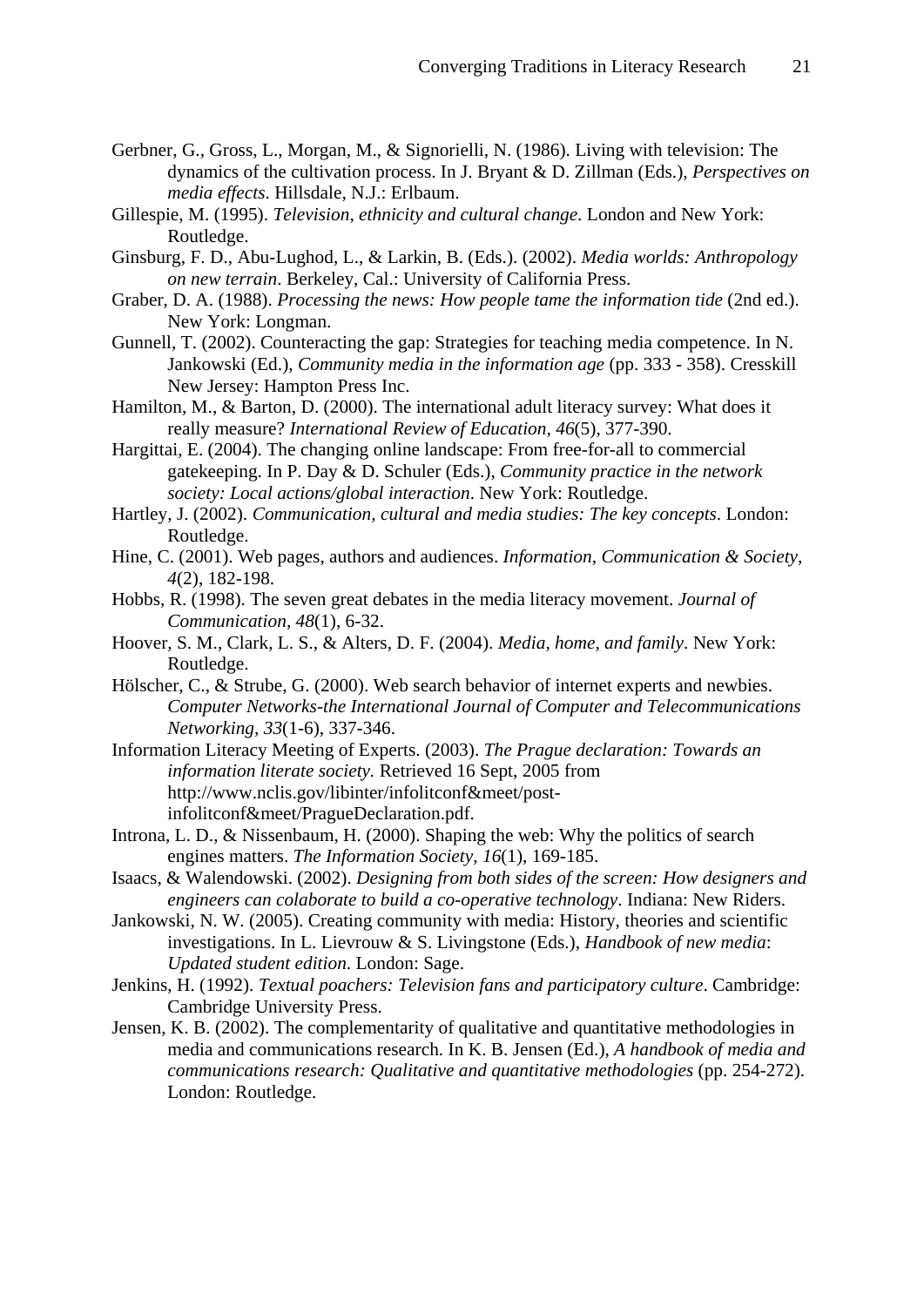Gerbner, G., Gross, L., Morgan, M., & Signorielli, N. (1986). Living with television: The dynamics of the cultivation process. In J. Bryant & D. Zillman (Eds.), *Perspectives on media effects*. Hillsdale, N.J.: Erlbaum.

Gillespie, M. (1995). *Television, ethnicity and cultural change*. London and New York: Routledge.

Ginsburg, F. D., Abu-Lughod, L., & Larkin, B. (Eds.). (2002). *Media worlds: Anthropology on new terrain*. Berkeley, Cal.: University of California Press.

Graber, D. A. (1988). *Processing the news: How people tame the information tide* (2nd ed.). New York: Longman.

Gunnell, T. (2002). Counteracting the gap: Strategies for teaching media competence. In N. Jankowski (Ed.), *Community media in the information age* (pp. 333 - 358). Cresskill New Jersey: Hampton Press Inc.

Hamilton, M., & Barton, D. (2000). The international adult literacy survey: What does it really measure? *International Review of Education, 46*(5), 377-390.

Hargittai, E. (2004). The changing online landscape: From free-for-all to commercial gatekeeping. In P. Day & D. Schuler (Eds.), *Community practice in the network society: Local actions/global interaction*. New York: Routledge.

Hartley, J. (2002). *Communication, cultural and media studies: The key concepts*. London: Routledge.

Hine, C. (2001). Web pages, authors and audiences. *Information, Communication & Society, 4*(2), 182-198.

Hobbs, R. (1998). The seven great debates in the media literacy movement. *Journal of Communication, 48*(1), 6-32.

Hoover, S. M., Clark, L. S., & Alters, D. F. (2004). *Media, home, and family*. New York: Routledge.

Hölscher, C., & Strube, G. (2000). Web search behavior of internet experts and newbies. *Computer Networks-the International Journal of Computer and Telecommunications Networking, 33*(1-6), 337-346.

Information Literacy Meeting of Experts. (2003). *The Prague declaration: Towards an information literate society.* Retrieved 16 Sept, 2005 from http://www.nclis.gov/libinter/infolitconf&meet/post-infolitconf&meet/PragueDeclaration.pdf.

Introna, L. D., & Nissenbaum, H. (2000). Shaping the web: Why the politics of search engines matters. *The Information Society, 16*(1), 169-185.

Isaacs, & Walendowski. (2002). *Designing from both sides of the screen: How designers and engineers can colaborate to build a co-operative technology*. Indiana: New Riders.

Jankowski, N. W. (2005). Creating community with media: History, theories and scientific investigations. In L. Lievrouw & S. Livingstone (Eds.), *Handbook of new media*: *Updated student edition*. London: Sage.

Jenkins, H. (1992). *Textual poachers: Television fans and participatory culture*. Cambridge: Cambridge University Press.

Jensen, K. B. (2002). The complementarity of qualitative and quantitative methodologies in media and communications research. In K. B. Jensen (Ed.), *A handbook of media and communications research: Qualitative and quantitative methodologies* (pp. 254-272). London: Routledge.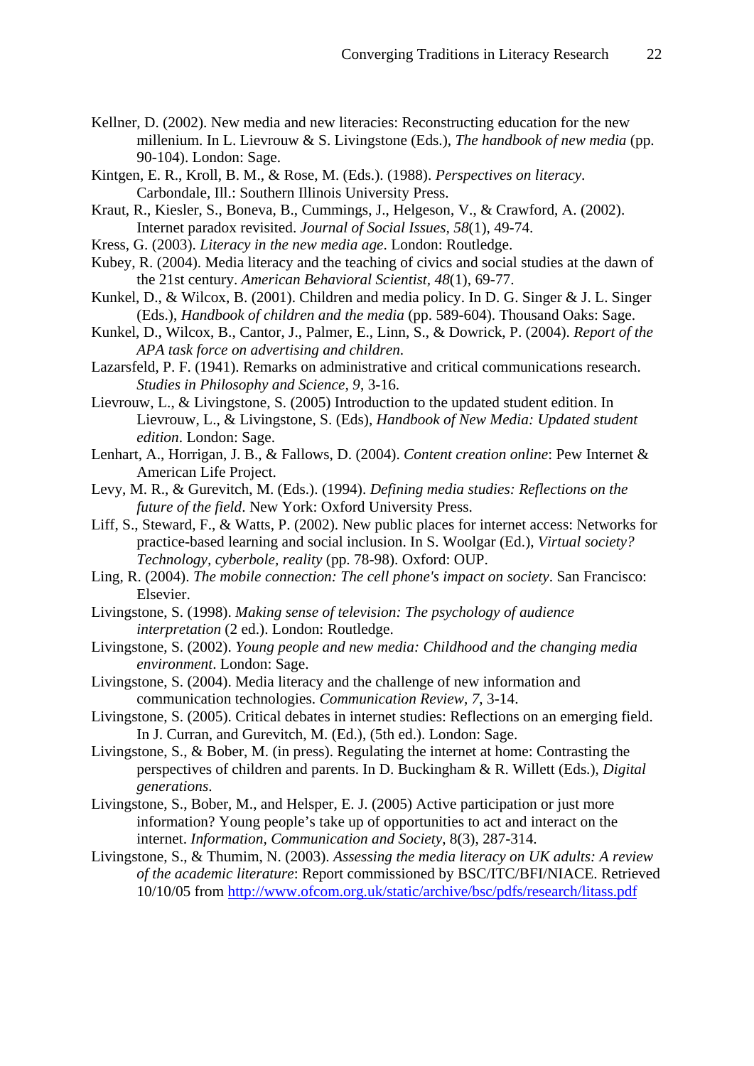Kellner, D. (2002). New media and new literacies: Reconstructing education for the new millenium. In L. Lievrouw & S. Livingstone (Eds.), *The handbook of new media* (pp. 90-104). London: Sage.

Kintgen, E. R., Kroll, B. M., & Rose, M. (Eds.). (1988). *Perspectives on literacy*. Carbondale, Ill.: Southern Illinois University Press.

Kraut, R., Kiesler, S., Boneva, B., Cummings, J., Helgeson, V., & Crawford, A. (2002). Internet paradox revisited. *Journal of Social Issues, 58*(1), 49-74.

Kress, G. (2003). *Literacy in the new media age*. London: Routledge.

Kubey, R. (2004). Media literacy and the teaching of civics and social studies at the dawn of the 21st century. *American Behavioral Scientist, 48*(1), 69-77.

Kunkel, D., & Wilcox, B. (2001). Children and media policy. In D. G. Singer & J. L. Singer (Eds.), *Handbook of children and the media* (pp. 589-604). Thousand Oaks: Sage.

Kunkel, D., Wilcox, B., Cantor, J., Palmer, E., Linn, S., & Dowrick, P. (2004). *Report of the APA task force on advertising and children*.

Lazarsfeld, P. F. (1941). Remarks on administrative and critical communications research. *Studies in Philosophy and Science, 9*, 3-16.

Lievrouw, L., & Livingstone, S. (2005) Introduction to the updated student edition. In Lievrouw, L., & Livingstone, S. (Eds), *Handbook of New Media: Updated student edition*. London: Sage.

Lenhart, A., Horrigan, J. B., & Fallows, D. (2004). *Content creation online*: Pew Internet & American Life Project.

Levy, M. R., & Gurevitch, M. (Eds.). (1994). *Defining media studies: Reflections on the future of the field*. New York: Oxford University Press.

Liff, S., Steward, F., & Watts, P. (2002). New public places for internet access: Networks for practice-based learning and social inclusion. In S. Woolgar (Ed.), *Virtual society? Technology, cyberbole, reality* (pp. 78-98). Oxford: OUP.

Ling, R. (2004). *The mobile connection: The cell phone's impact on society*. San Francisco: Elsevier.

Livingstone, S. (1998). *Making sense of television: The psychology of audience interpretation* (2 ed.). London: Routledge.

Livingstone, S. (2002). *Young people and new media: Childhood and the changing media environment*. London: Sage.

Livingstone, S. (2004). Media literacy and the challenge of new information and communication technologies. *Communication Review, 7*, 3-14.

Livingstone, S. (2005). Critical debates in internet studies: Reflections on an emerging field. In J. Curran, and Gurevitch, M. (Ed.), (5th ed.). London: Sage.

Livingstone, S., & Bober, M. (in press). Regulating the internet at home: Contrasting the perspectives of children and parents. In D. Buckingham & R. Willett (Eds.), *Digital generations*.

Livingstone, S., Bober, M., and Helsper, E. J. (2005) Active participation or just more information? Young people's take up of opportunities to act and interact on the internet. *Information, Communication and Society*, 8(3), 287-314.

Livingstone, S., & Thumim, N. (2003). *Assessing the media literacy on UK adults: A review of the academic literature*: Report commissioned by BSC/ITC/BFI/NIACE. Retrieved 10/10/05 from http://www.ofcom.org.uk/static/archive/bsc/pdfs/research/litass.pdf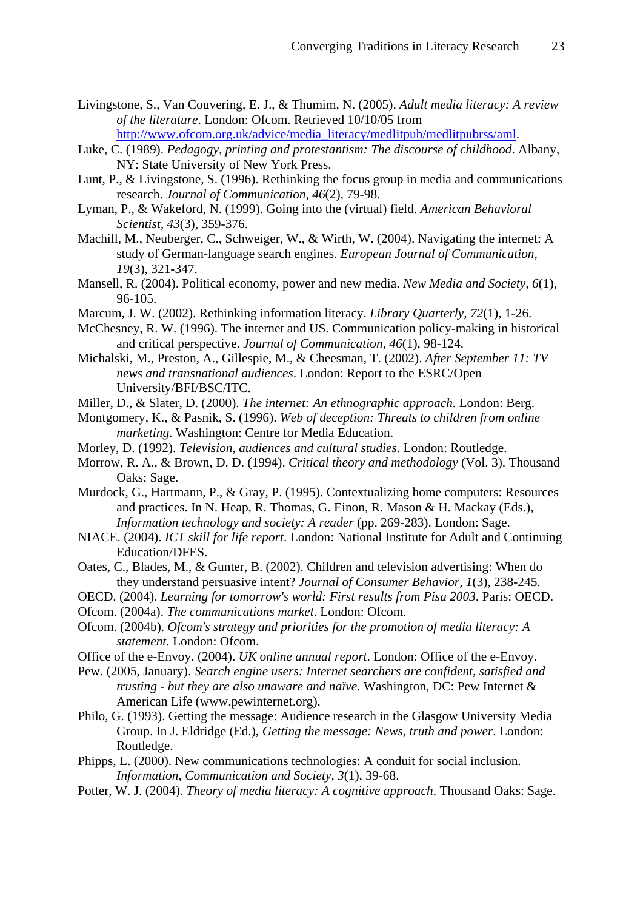Livingstone, S., Van Couvering, E. J., & Thumim, N. (2005). *Adult media literacy: A review of the literature*. London: Ofcom. Retrieved 10/10/05 from http://www.ofcom.org.uk/advice/media_literacy/medlitpub/medlitpubrss/aml.

Luke, C. (1989). *Pedagogy, printing and protestantism: The discourse of childhood*. Albany, NY: State University of New York Press.

Lunt, P., & Livingstone, S. (1996). Rethinking the focus group in media and communications research. *Journal of Communication, 46*(2), 79-98.

Lyman, P., & Wakeford, N. (1999). Going into the (virtual) field. *American Behavioral Scientist, 43*(3), 359-376.

Machill, M., Neuberger, C., Schweiger, W., & Wirth, W. (2004). Navigating the internet: A study of German-language search engines. *European Journal of Communication, 19*(3), 321-347.

Mansell, R. (2004). Political economy, power and new media. *New Media and Society, 6*(1), 96-105.

Marcum, J. W. (2002). Rethinking information literacy. *Library Quarterly, 72*(1), 1-26.

McChesney, R. W. (1996). The internet and US. Communication policy-making in historical and critical perspective. *Journal of Communication, 46*(1), 98-124.

Michalski, M., Preston, A., Gillespie, M., & Cheesman, T. (2002). *After September 11: TV news and transnational audiences*. London: Report to the ESRC/Open University/BFI/BSC/ITC.

Miller, D., & Slater, D. (2000). *The internet: An ethnographic approach*. London: Berg.

Montgomery, K., & Pasnik, S. (1996). *Web of deception: Threats to children from online marketing*. Washington: Centre for Media Education.

Morley, D. (1992). *Television, audiences and cultural studies*. London: Routledge.

Morrow, R. A., & Brown, D. D. (1994). *Critical theory and methodology* (Vol. 3). Thousand Oaks: Sage.

Murdock, G., Hartmann, P., & Gray, P. (1995). Contextualizing home computers: Resources and practices. In N. Heap, R. Thomas, G. Einon, R. Mason & H. Mackay (Eds.), *Information technology and society: A reader* (pp. 269-283). London: Sage.

NIACE. (2004). *ICT skill for life report*. London: National Institute for Adult and Continuing Education/DFES.

Oates, C., Blades, M., & Gunter, B. (2002). Children and television advertising: When do they understand persuasive intent? *Journal of Consumer Behavior, 1*(3), 238-245.

OECD. (2004). *Learning for tomorrow's world: First results from Pisa 2003*. Paris: OECD.

Ofcom. (2004a). *The communications market*. London: Ofcom.

Ofcom. (2004b). *Ofcom's strategy and priorities for the promotion of media literacy: A statement*. London: Ofcom.

Office of the e-Envoy. (2004). *UK online annual report*. London: Office of the e-Envoy.

Pew. (2005, January). *Search engine users: Internet searchers are confident, satisfied and trusting - but they are also unaware and naïve*. Washington, DC: Pew Internet & American Life (www.pewinternet.org).

Philo, G. (1993). Getting the message: Audience research in the Glasgow University Media Group. In J. Eldridge (Ed.), *Getting the message: News, truth and power*. London: Routledge.

Phipps, L. (2000). New communications technologies: A conduit for social inclusion. *Information, Communication and Society, 3*(1), 39-68.

Potter, W. J. (2004). *Theory of media literacy: A cognitive approach*. Thousand Oaks: Sage.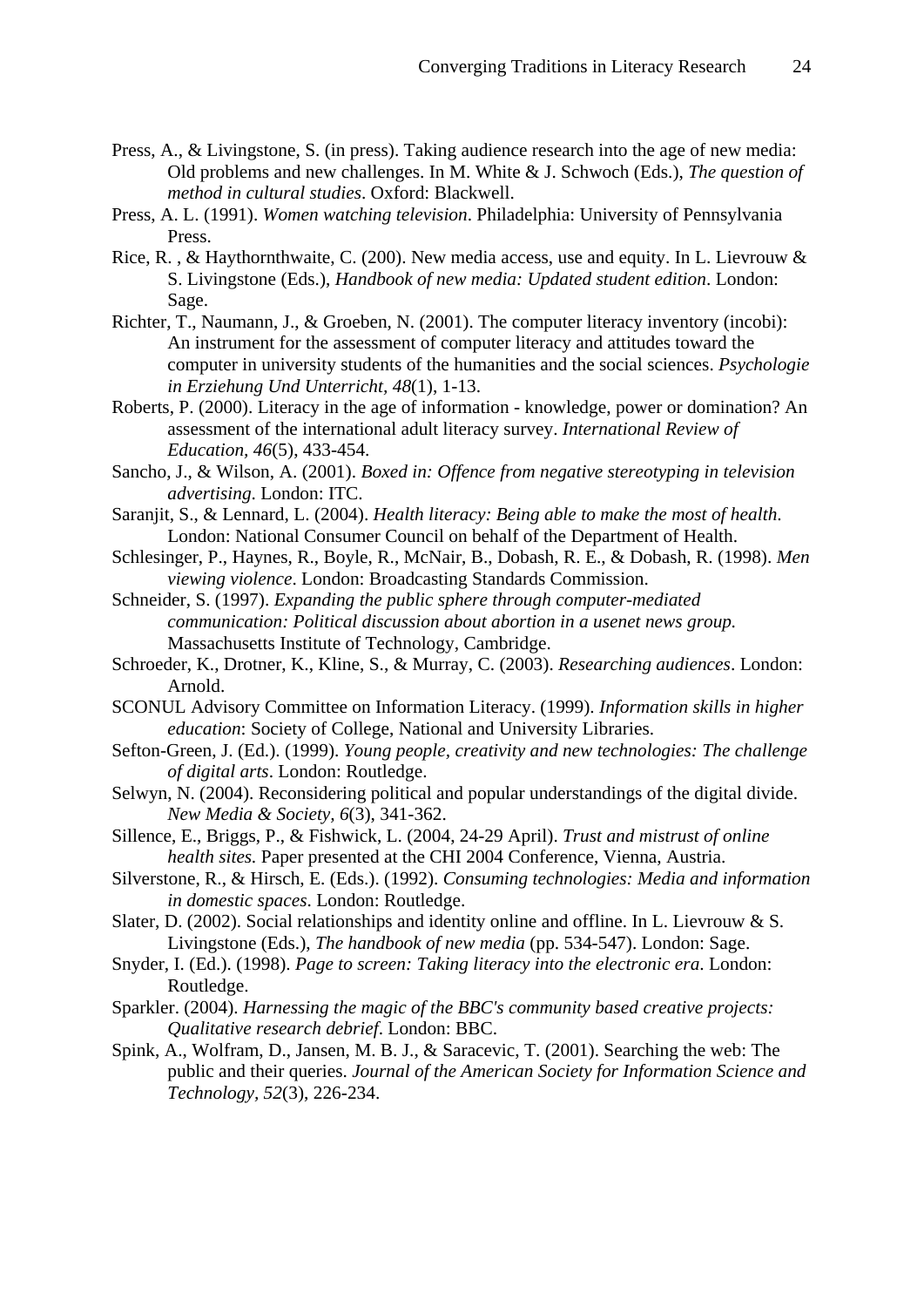Press, A., & Livingstone, S. (in press). Taking audience research into the age of new media: Old problems and new challenges. In M. White & J. Schwoch (Eds.), *The question of method in cultural studies*. Oxford: Blackwell.

Press, A. L. (1991). *Women watching television*. Philadelphia: University of Pennsylvania Press.

Rice, R. , & Haythornthwaite, C. (200). New media access, use and equity. In L. Lievrouw & S. Livingstone (Eds.), *Handbook of new media: Updated student edition*. London: Sage.

Richter, T., Naumann, J., & Groeben, N. (2001). The computer literacy inventory (incobi): An instrument for the assessment of computer literacy and attitudes toward the computer in university students of the humanities and the social sciences. *Psychologie in Erziehung Und Unterricht, 48*(1), 1-13.

Roberts, P. (2000). Literacy in the age of information - knowledge, power or domination? An assessment of the international adult literacy survey. *International Review of Education, 46*(5), 433-454.

Sancho, J., & Wilson, A. (2001). *Boxed in: Offence from negative stereotyping in television advertising*. London: ITC.

Saranjit, S., & Lennard, L. (2004). *Health literacy: Being able to make the most of health*. London: National Consumer Council on behalf of the Department of Health.

Schlesinger, P., Haynes, R., Boyle, R., McNair, B., Dobash, R. E., & Dobash, R. (1998). *Men viewing violence*. London: Broadcasting Standards Commission.

Schneider, S. (1997). *Expanding the public sphere through computer-mediated communication: Political discussion about abortion in a usenet news group.* Massachusetts Institute of Technology, Cambridge.

Schroeder, K., Drotner, K., Kline, S., & Murray, C. (2003). *Researching audiences*. London: Arnold.

SCONUL Advisory Committee on Information Literacy. (1999). *Information skills in higher education*: Society of College, National and University Libraries.

Sefton-Green, J. (Ed.). (1999). *Young people, creativity and new technologies: The challenge of digital arts*. London: Routledge.

Selwyn, N. (2004). Reconsidering political and popular understandings of the digital divide. *New Media & Society, 6*(3), 341-362.

Sillence, E., Briggs, P., & Fishwick, L. (2004, 24-29 April). *Trust and mistrust of online health sites*. Paper presented at the CHI 2004 Conference, Vienna, Austria.

Silverstone, R., & Hirsch, E. (Eds.). (1992). *Consuming technologies: Media and information in domestic spaces*. London: Routledge.

Slater, D. (2002). Social relationships and identity online and offline. In L. Lievrouw & S. Livingstone (Eds.), *The handbook of new media* (pp. 534-547). London: Sage.

Snyder, I. (Ed.). (1998). *Page to screen: Taking literacy into the electronic era*. London: Routledge.

Sparkler. (2004). *Harnessing the magic of the BBC's community based creative projects: Qualitative research debrief*. London: BBC.

Spink, A., Wolfram, D., Jansen, M. B. J., & Saracevic, T. (2001). Searching the web: The public and their queries. *Journal of the American Society for Information Science and Technology, 52*(3), 226-234.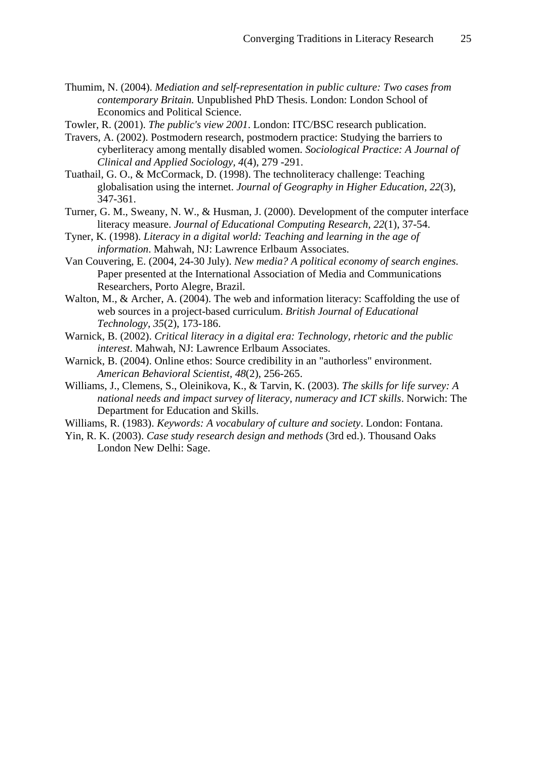Thumim, N. (2004). *Mediation and self-representation in public culture: Two cases from contemporary Britain.* Unpublished PhD Thesis. London: London School of Economics and Political Science.

Towler, R. (2001). *The public's view 2001*. London: ITC/BSC research publication.

Travers, A. (2002). Postmodern research, postmodern practice: Studying the barriers to cyberliteracy among mentally disabled women. *Sociological Practice: A Journal of Clinical and Applied Sociology, 4*(4), 279 -291.

Tuathail, G. O., & McCormack, D. (1998). The technoliteracy challenge: Teaching globalisation using the internet. *Journal of Geography in Higher Education, 22*(3), 347-361.

Turner, G. M., Sweany, N. W., & Husman, J. (2000). Development of the computer interface literacy measure. *Journal of Educational Computing Research, 22*(1), 37-54.

Tyner, K. (1998). *Literacy in a digital world: Teaching and learning in the age of information*. Mahwah, NJ: Lawrence Erlbaum Associates.

Van Couvering, E. (2004, 24-30 July). *New media? A political economy of search engines.* Paper presented at the International Association of Media and Communications Researchers, Porto Alegre, Brazil.

Walton, M., & Archer, A. (2004). The web and information literacy: Scaffolding the use of web sources in a project-based curriculum. *British Journal of Educational Technology, 35*(2), 173-186.

Warnick, B. (2002). *Critical literacy in a digital era: Technology, rhetoric and the public interest*. Mahwah, NJ: Lawrence Erlbaum Associates.

Warnick, B. (2004). Online ethos: Source credibility in an "authorless" environment. *American Behavioral Scientist, 48*(2), 256-265.

Williams, J., Clemens, S., Oleinikova, K., & Tarvin, K. (2003). *The skills for life survey: A national needs and impact survey of literacy, numeracy and ICT skills*. Norwich: The Department for Education and Skills.

Williams, R. (1983). *Keywords: A vocabulary of culture and society*. London: Fontana.

Yin, R. K. (2003). *Case study research design and methods* (3rd ed.). Thousand Oaks London New Delhi: Sage.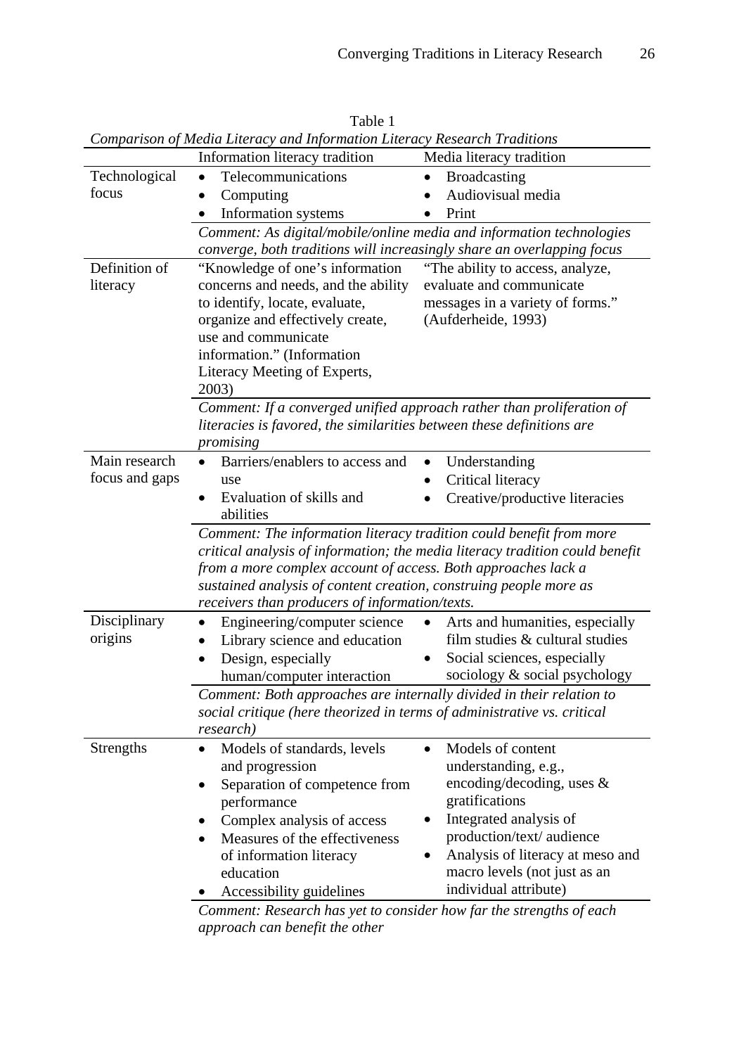Table 1

*Comparison of Media Literacy and Information Literacy Research Traditions*

| | Information literacy tradition | Media literacy tradition |
|---|---|---|
| Technological focus | • Telecommunications<br>• Computing<br>• Information systems | • Broadcasting<br>• Audiovisual media<br>• Print |
| | *Comment: As digital/mobile/online media and information technologies converge, both traditions will increasingly share an overlapping focus* | |
| Definition of literacy | "Knowledge of one's information concerns and needs, and the ability to identify, locate, evaluate, organize and effectively create, use and communicate information." (Information Literacy Meeting of Experts, 2003) | "The ability to access, analyze, evaluate and communicate messages in a variety of forms." (Aufderheide, 1993) |
| | *Comment: If a converged unified approach rather than proliferation of literacies is favored, the similarities between these definitions are promising* | |
| Main research focus and gaps | • Barriers/enablers to access and use<br>• Evaluation of skills and abilities | • Understanding<br>• Critical literacy<br>• Creative/productive literacies |
| | *Comment: The information literacy tradition could benefit from more critical analysis of information; the media literacy tradition could benefit from a more complex account of access. Both approaches lack a sustained analysis of content creation, construing people more as receivers than producers of information/texts.* | |
| Disciplinary origins | • Engineering/computer science<br>• Library science and education<br>• Design, especially human/computer interaction | • Arts and humanities, especially film studies & cultural studies<br>• Social sciences, especially sociology & social psychology |
| | *Comment: Both approaches are internally divided in their relation to social critique (here theorized in terms of administrative vs. critical research)* | |
| Strengths | • Models of standards, levels and progression<br>• Separation of competence from performance<br>• Complex analysis of access<br>• Measures of the effectiveness of information literacy education<br>• Accessibility guidelines | • Models of content understanding, e.g., encoding/decoding, uses & gratifications<br>• Integrated analysis of production/text/ audience<br>• Analysis of literacy at meso and macro levels (not just as an individual attribute) |
| | *Comment: Research has yet to consider how far the strengths of each approach can benefit the other* | |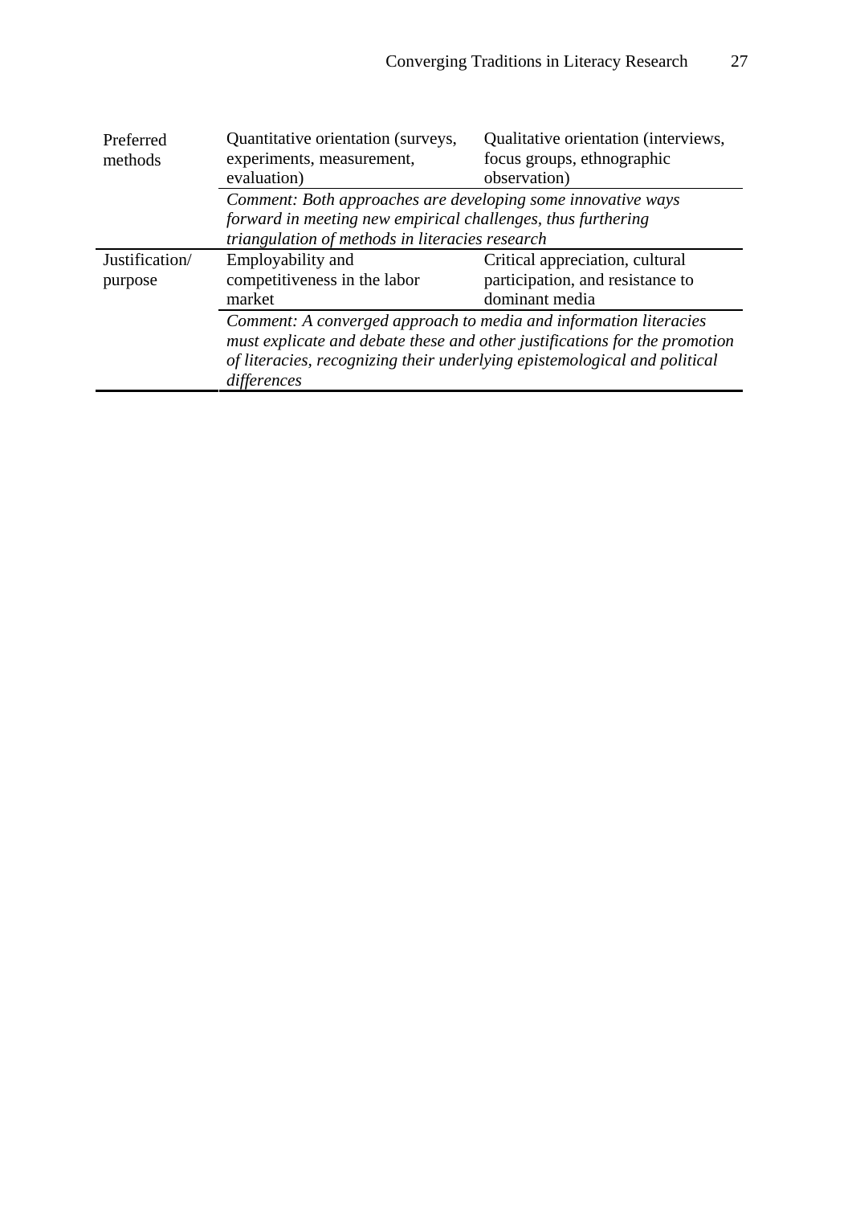| | | |
|---|---|---|
| Preferred methods | Quantitative orientation (surveys, experiments, measurement, evaluation) | Qualitative orientation (interviews, focus groups, ethnographic observation) |
| | *Comment: Both approaches are developing some innovative ways forward in meeting new empirical challenges, thus furthering triangulation of methods in literacies research* | |
| Justification/ purpose | Employability and competitiveness in the labor market | Critical appreciation, cultural participation, and resistance to dominant media |
| | *Comment: A converged approach to media and information literacies must explicate and debate these and other justifications for the promotion of literacies, recognizing their underlying epistemological and political differences* | |